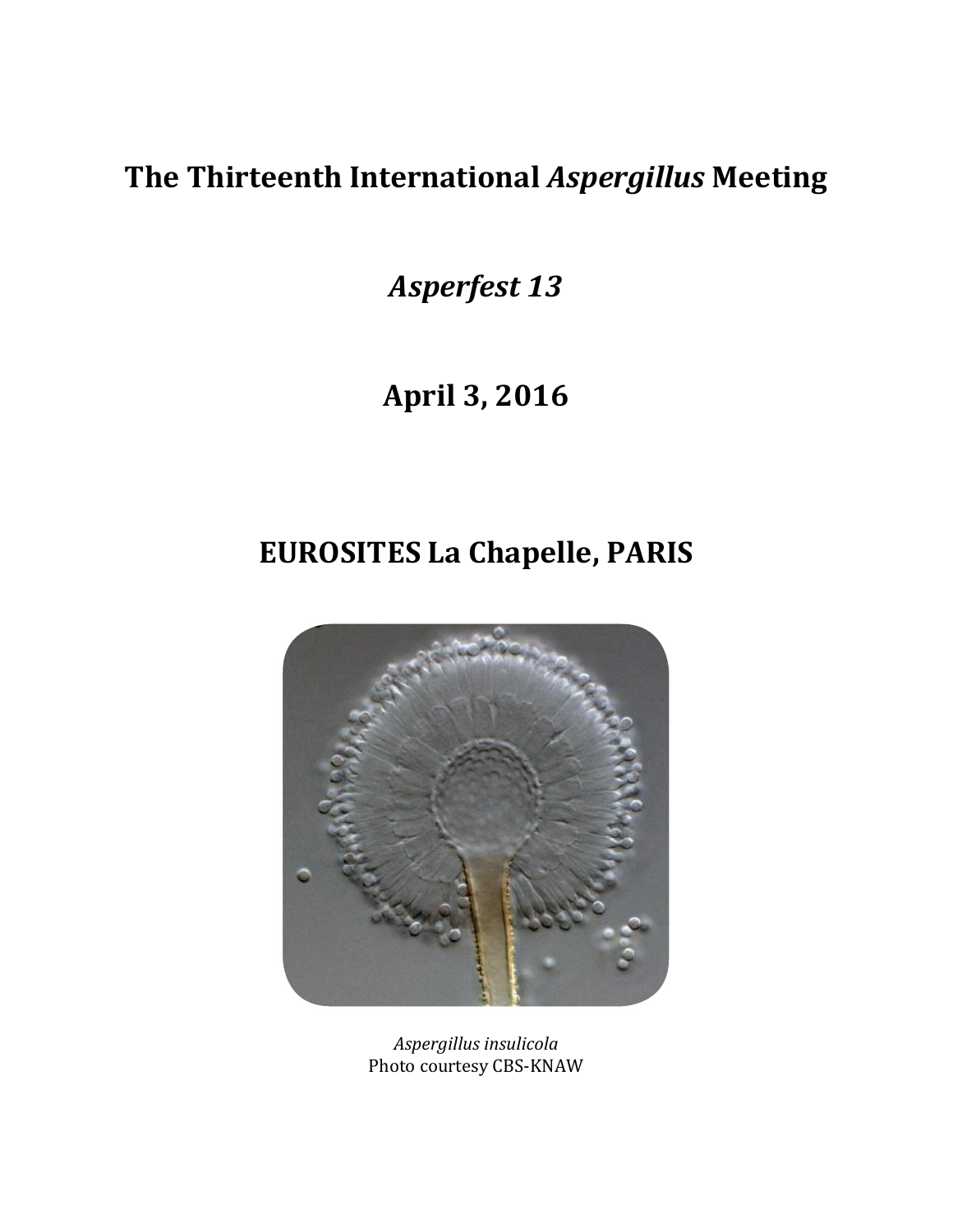# The Thirteenth International *Aspergillus* Meeting

## *Asperfest 13*

## April 3, 2016

## EUROSITES La Chapelle, PARIS

*Aspergillus insulicola*
Photo courtesy CBS-KNAW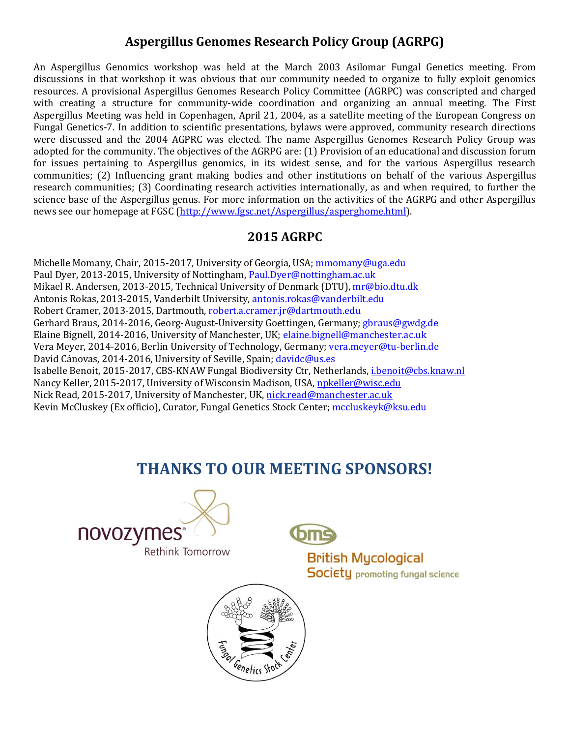## Aspergillus Genomes Research Policy Group (AGRPG)

An Aspergillus Genomics workshop was held at the March 2003 Asilomar Fungal Genetics meeting. From discussions in that workshop it was obvious that our community needed to organize to fully exploit genomics resources. A provisional Aspergillus Genomes Research Policy Committee (AGRPC) was conscripted and charged with creating a structure for community-wide coordination and organizing an annual meeting. The First Aspergillus Meeting was held in Copenhagen, April 21, 2004, as a satellite meeting of the European Congress on Fungal Genetics-7. In addition to scientific presentations, bylaws were approved, community research directions were discussed and the 2004 AGPRC was elected. The name Aspergillus Genomes Research Policy Group was adopted for the community. The objectives of the AGRPG are: (1) Provision of an educational and discussion forum for issues pertaining to Aspergillus genomics, in its widest sense, and for the various Aspergillus research communities; (2) Influencing grant making bodies and other institutions on behalf of the various Aspergillus research communities; (3) Coordinating research activities internationally, as and when required, to further the science base of the Aspergillus genus. For more information on the activities of the AGRPG and other Aspergillus news see our homepage at FGSC (http://www.fgsc.net/Aspergillus/asperghome.html).

## 2015 AGRPC

Michelle Momany, Chair, 2015-2017, University of Georgia, USA; mmomany@uga.edu
Paul Dyer, 2013-2015, University of Nottingham, Paul.Dyer@nottingham.ac.uk
Mikael R. Andersen, 2013-2015, Technical University of Denmark (DTU), mr@bio.dtu.dk
Antonis Rokas, 2013-2015, Vanderbilt University, antonis.rokas@vanderbilt.edu
Robert Cramer, 2013-2015, Dartmouth, robert.a.cramer.jr@dartmouth.edu
Gerhard Braus, 2014-2016, Georg-August-University Goettingen, Germany; gbraus@gwdg.de
Elaine Bignell, 2014-2016, University of Manchester, UK; elaine.bignell@manchester.ac.uk
Vera Meyer, 2014-2016, Berlin University of Technology, Germany; vera.meyer@tu-berlin.de
David Cánovas, 2014-2016, University of Seville, Spain; davidc@us.es
Isabelle Benoit, 2015-2017, CBS-KNAW Fungal Biodiversity Ctr, Netherlands, i.benoit@cbs.knaw.nl
Nancy Keller, 2015-2017, University of Wisconsin Madison, USA, npkeller@wisc.edu
Nick Read, 2015-2017, University of Manchester, UK, nick.read@manchester.ac.uk
Kevin McCluskey (Ex officio), Curator, Fungal Genetics Stock Center; mccluskeyk@ksu.edu

## THANKS TO OUR MEETING SPONSORS!

novozymes Rethink Tomorrow

British Mycological Society promoting fungal science

Fungal Genetics Stock Center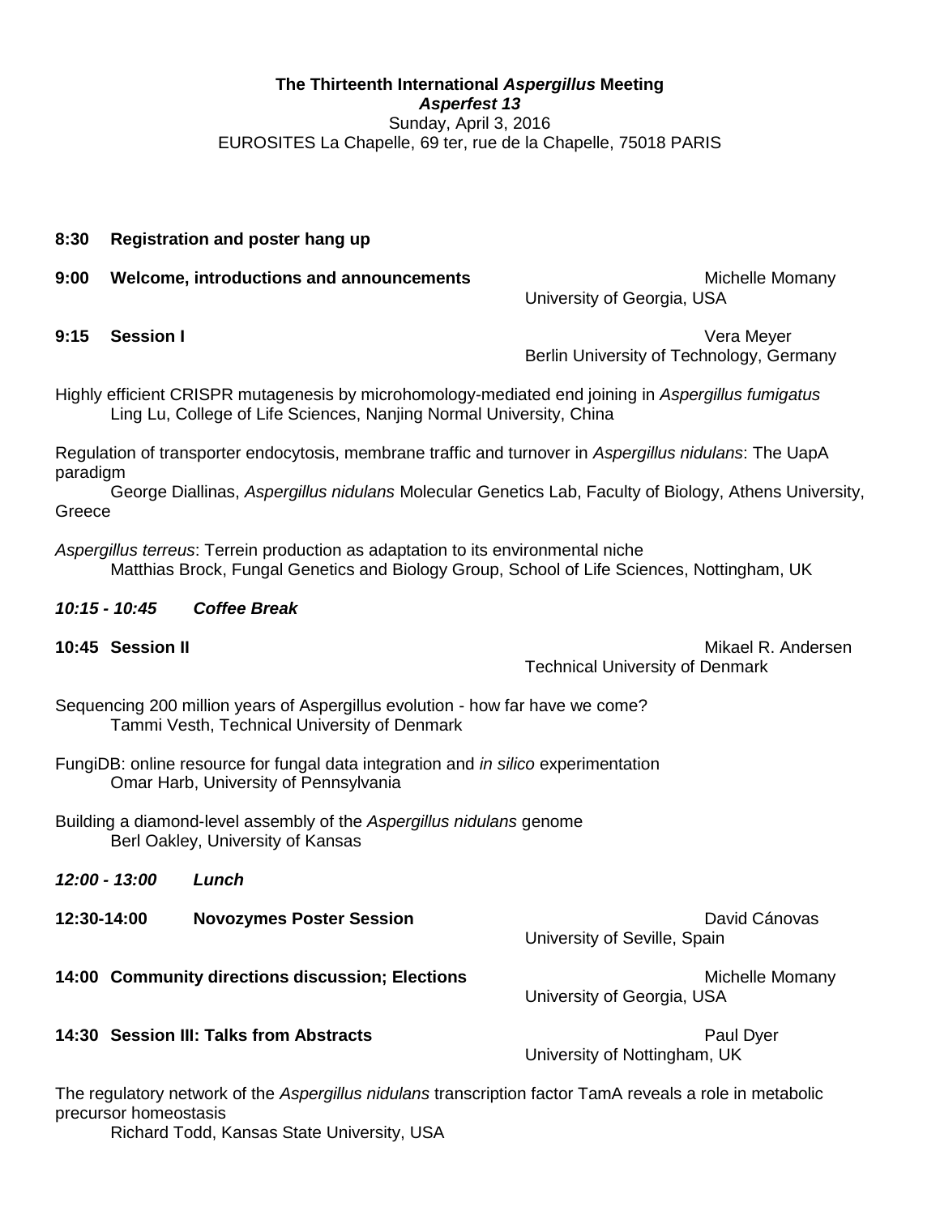**The Thirteenth International *Aspergillus* Meeting**
***Asperfest 13***
Sunday, April 3, 2016
EUROSITES La Chapelle, 69 ter, rue de la Chapelle, 75018 PARIS

**8:30 Registration and poster hang up**

**9:00 Welcome, introductions and announcements** — Michelle Momany, University of Georgia, USA

**9:15 Session I** — Vera Meyer, Berlin University of Technology, Germany

Highly efficient CRISPR mutagenesis by microhomology-mediated end joining in *Aspergillus fumigatus*
Ling Lu, College of Life Sciences, Nanjing Normal University, China

Regulation of transporter endocytosis, membrane traffic and turnover in *Aspergillus nidulans*: The UapA paradigm
George Diallinas, *Aspergillus nidulans* Molecular Genetics Lab, Faculty of Biology, Athens University, Greece

*Aspergillus terreus*: Terrein production as adaptation to its environmental niche
Matthias Brock, Fungal Genetics and Biology Group, School of Life Sciences, Nottingham, UK

***10:15 - 10:45 Coffee Break***

**10:45 Session II** — Mikael R. Andersen, Technical University of Denmark

Sequencing 200 million years of Aspergillus evolution - how far have we come?
Tammi Vesth, Technical University of Denmark

FungiDB: online resource for fungal data integration and *in silico* experimentation
Omar Harb, University of Pennsylvania

Building a diamond-level assembly of the *Aspergillus nidulans* genome
Berl Oakley, University of Kansas

***12:00 - 13:00 Lunch***

**12:30-14:00 Novozymes Poster Session** — David Cánovas, University of Seville, Spain

**14:00 Community directions discussion; Elections** — Michelle Momany, University of Georgia, USA

**14:30 Session III: Talks from Abstracts** — Paul Dyer, University of Nottingham, UK

The regulatory network of the *Aspergillus nidulans* transcription factor TamA reveals a role in metabolic precursor homeostasis
Richard Todd, Kansas State University, USA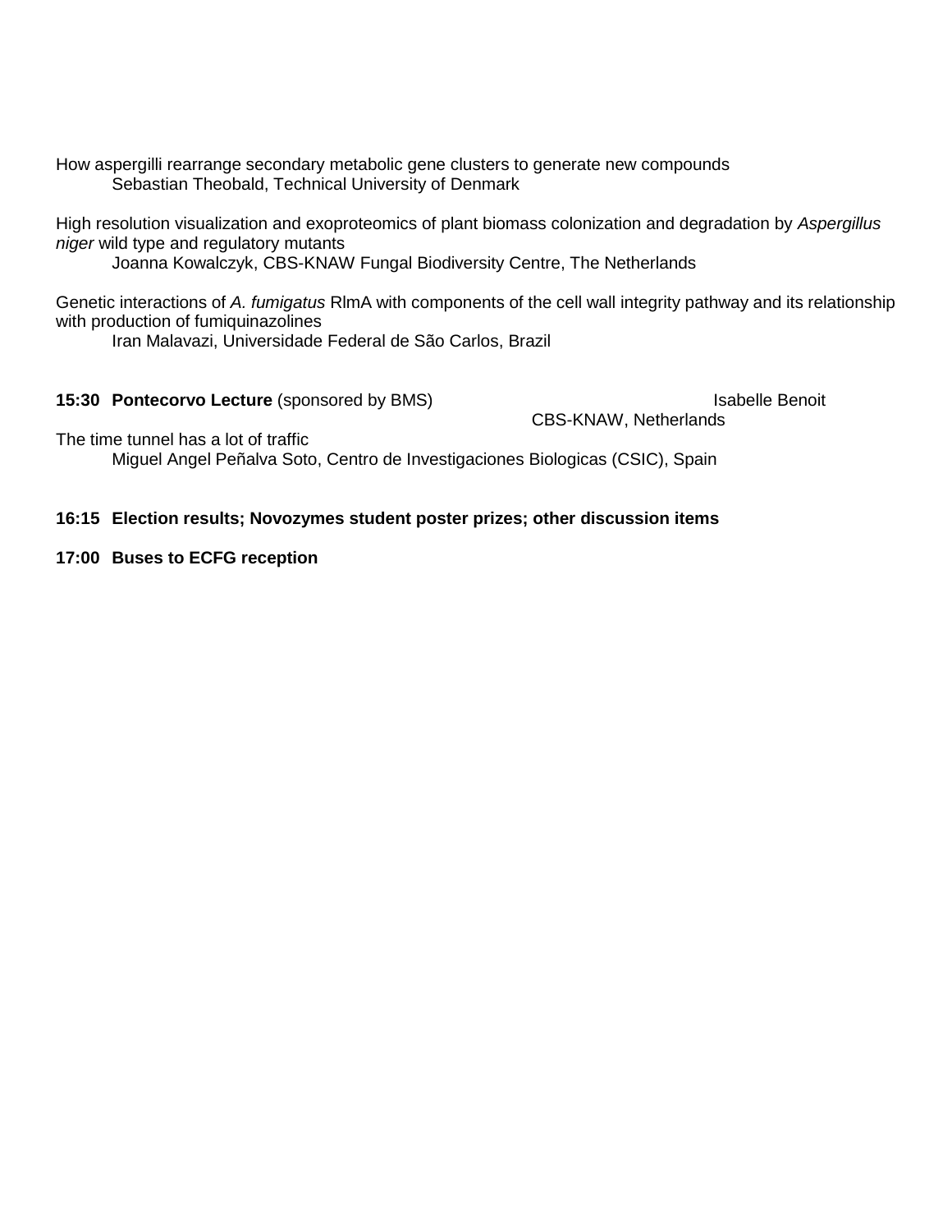How aspergilli rearrange secondary metabolic gene clusters to generate new compounds
  Sebastian Theobald, Technical University of Denmark

High resolution visualization and exoproteomics of plant biomass colonization and degradation by *Aspergillus niger* wild type and regulatory mutants
  Joanna Kowalczyk, CBS-KNAW Fungal Biodiversity Centre, The Netherlands

Genetic interactions of *A. fumigatus* RlmA with components of the cell wall integrity pathway and its relationship with production of fumiquinazolines
  Iran Malavazi, Universidade Federal de São Carlos, Brazil

**15:30 Pontecorvo Lecture** (sponsored by BMS) Isabelle Benoit
CBS-KNAW, Netherlands

The time tunnel has a lot of traffic
  Miguel Angel Peñalva Soto, Centro de Investigaciones Biologicas (CSIC), Spain

**16:15 Election results; Novozymes student poster prizes; other discussion items**

**17:00 Buses to ECFG reception**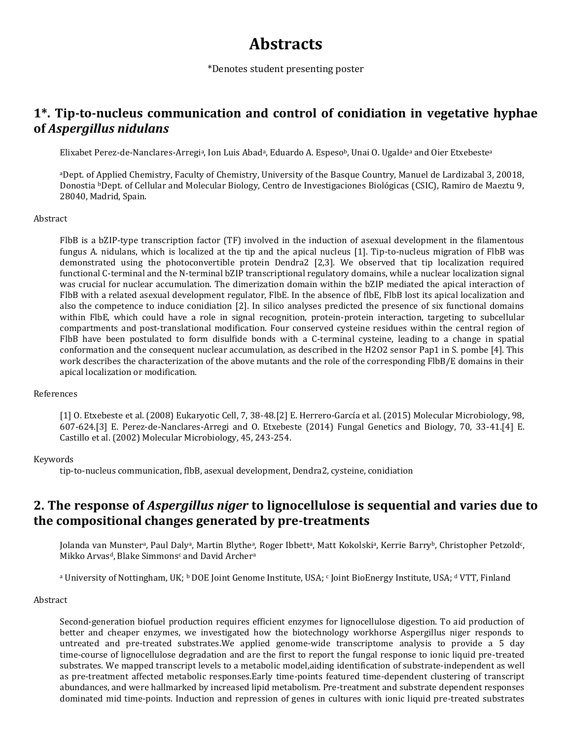# Abstracts

*Denotes student presenting poster

## 1*. Tip-to-nucleus communication and control of conidiation in vegetative hyphae of *Aspergillus nidulans*

Elixabet Perez-de-Nanclares-Arregi[a], Ion Luis Abad[a], Eduardo A. Espeso[b], Unai O. Ugalde[a] and Oier Etxebeste[a]

[a]Dept. of Applied Chemistry, Faculty of Chemistry, University of the Basque Country, Manuel de Lardizabal 3, 20018, Donostia [b]Dept. of Cellular and Molecular Biology, Centro de Investigaciones Biológicas (CSIC), Ramiro de Maeztu 9, 28040, Madrid, Spain.

Abstract

FlbB is a bZIP-type transcription factor (TF) involved in the induction of asexual development in the filamentous fungus A. nidulans, which is localized at the tip and the apical nucleus [1]. Tip-to-nucleus migration of FlbB was demonstrated using the photoconvertible protein Dendra2 [2,3]. We observed that tip localization required functional C-terminal and the N-terminal bZIP transcriptional regulatory domains, while a nuclear localization signal was crucial for nuclear accumulation. The dimerization domain within the bZIP mediated the apical interaction of FlbB with a related asexual development regulator, FlbE. In the absence of flbE, FlbB lost its apical localization and also the competence to induce conidiation [2]. In silico analyses predicted the presence of six functional domains within FlbE, which could have a role in signal recognition, protein-protein interaction, targeting to subcellular compartments and post-translational modification. Four conserved cysteine residues within the central region of FlbB have been postulated to form disulfide bonds with a C-terminal cysteine, leading to a change in spatial conformation and the consequent nuclear accumulation, as described in the $H_2O_2$ sensor Pap1 in S. pombe [4]. This work describes the characterization of the above mutants and the role of the corresponding FlbB/E domains in their apical localization or modification.

References

[1] O. Etxebeste et al. (2008) Eukaryotic Cell, 7, 38-48.[2] E. Herrero-García et al. (2015) Molecular Microbiology, 98, 607-624.[3] E. Perez-de-Nanclares-Arregi and O. Etxebeste (2014) Fungal Genetics and Biology, 70, 33-41.[4] E. Castillo et al. (2002) Molecular Microbiology, 45, 243-254.

Keywords

tip-to-nucleus communication, flbB, asexual development, Dendra2, cysteine, conidiation

## 2. The response of *Aspergillus niger* to lignocellulose is sequential and varies due to the compositional changes generated by pre-treatments

Jolanda van Munster[a], Paul Daly[a], Martin Blythe[a], Roger Ibbett[a], Matt Kokolski[a], Kerrie Barry[b], Christopher Petzold[c], Mikko Arvas[d], Blake Simmons[c] and David Archer[a]

[a] University of Nottingham, UK; [b] DOE Joint Genome Institute, USA; [c] Joint BioEnergy Institute, USA; [d] VTT, Finland

Abstract

Second-generation biofuel production requires efficient enzymes for lignocellulose digestion. To aid production of better and cheaper enzymes, we investigated how the biotechnology workhorse Aspergillus niger responds to untreated and pre-treated substrates.We applied genome-wide transcriptome analysis to provide a 5 day time-course of lignocellulose degradation and are the first to report the fungal response to ionic liquid pre-treated substrates. We mapped transcript levels to a metabolic model,aiding identification of substrate-independent as well as pre-treatment affected metabolic responses.Early time-points featured time-dependent clustering of transcript abundances, and were hallmarked by increased lipid metabolism. Pre-treatment and substrate dependent responses dominated mid time-points. Induction and repression of genes in cultures with ionic liquid pre-treated substrates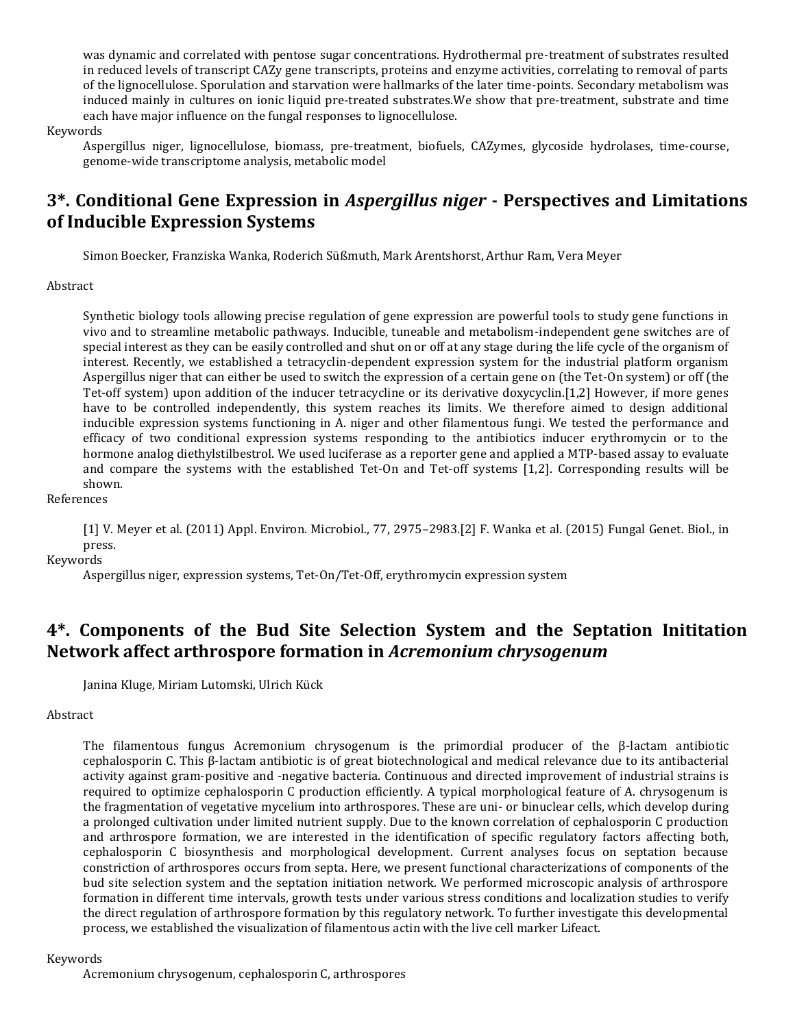was dynamic and correlated with pentose sugar concentrations. Hydrothermal pre-treatment of substrates resulted in reduced levels of transcript CAZy gene transcripts, proteins and enzyme activities, correlating to removal of parts of the lignocellulose. Sporulation and starvation were hallmarks of the later time-points. Secondary metabolism was induced mainly in cultures on ionic liquid pre-treated substrates.We show that pre-treatment, substrate and time each have major influence on the fungal responses to lignocellulose.

Keywords

Aspergillus niger, lignocellulose, biomass, pre-treatment, biofuels, CAZymes, glycoside hydrolases, time-course, genome-wide transcriptome analysis, metabolic model

## 3*. Conditional Gene Expression in *Aspergillus niger* - Perspectives and Limitations of Inducible Expression Systems

Simon Boecker, Franziska Wanka, Roderich Süßmuth, Mark Arentshorst, Arthur Ram, Vera Meyer

Abstract

Synthetic biology tools allowing precise regulation of gene expression are powerful tools to study gene functions in vivo and to streamline metabolic pathways. Inducible, tuneable and metabolism-independent gene switches are of special interest as they can be easily controlled and shut on or off at any stage during the life cycle of the organism of interest. Recently, we established a tetracyclin-dependent expression system for the industrial platform organism Aspergillus niger that can either be used to switch the expression of a certain gene on (the Tet-On system) or off (the Tet-off system) upon addition of the inducer tetracycline or its derivative doxycyclin.[1,2] However, if more genes have to be controlled independently, this system reaches its limits. We therefore aimed to design additional inducible expression systems functioning in A. niger and other filamentous fungi. We tested the performance and efficacy of two conditional expression systems responding to the antibiotics inducer erythromycin or to the hormone analog diethylstilbestrol. We used luciferase as a reporter gene and applied a MTP-based assay to evaluate and compare the systems with the established Tet-On and Tet-off systems [1,2]. Corresponding results will be shown.

References

[1] V. Meyer et al. (2011) Appl. Environ. Microbiol., 77, 2975–2983.[2] F. Wanka et al. (2015) Fungal Genet. Biol., in press.

Keywords

Aspergillus niger, expression systems, Tet-On/Tet-Off, erythromycin expression system

## 4*. Components of the Bud Site Selection System and the Septation Inititation Network affect arthrospore formation in *Acremonium chrysogenum*

Janina Kluge, Miriam Lutomski, Ulrich Kück

Abstract

The filamentous fungus Acremonium chrysogenum is the primordial producer of the β-lactam antibiotic cephalosporin C. This β-lactam antibiotic is of great biotechnological and medical relevance due to its antibacterial activity against gram-positive and -negative bacteria. Continuous and directed improvement of industrial strains is required to optimize cephalosporin C production efficiently. A typical morphological feature of A. chrysogenum is the fragmentation of vegetative mycelium into arthrospores. These are uni- or binuclear cells, which develop during a prolonged cultivation under limited nutrient supply. Due to the known correlation of cephalosporin C production and arthrospore formation, we are interested in the identification of specific regulatory factors affecting both, cephalosporin C biosynthesis and morphological development. Current analyses focus on septation because constriction of arthrospores occurs from septa. Here, we present functional characterizations of components of the bud site selection system and the septation initiation network. We performed microscopic analysis of arthrospore formation in different time intervals, growth tests under various stress conditions and localization studies to verify the direct regulation of arthrospore formation by this regulatory network. To further investigate this developmental process, we established the visualization of filamentous actin with the live cell marker Lifeact.

Keywords

Acremonium chrysogenum, cephalosporin C, arthrospores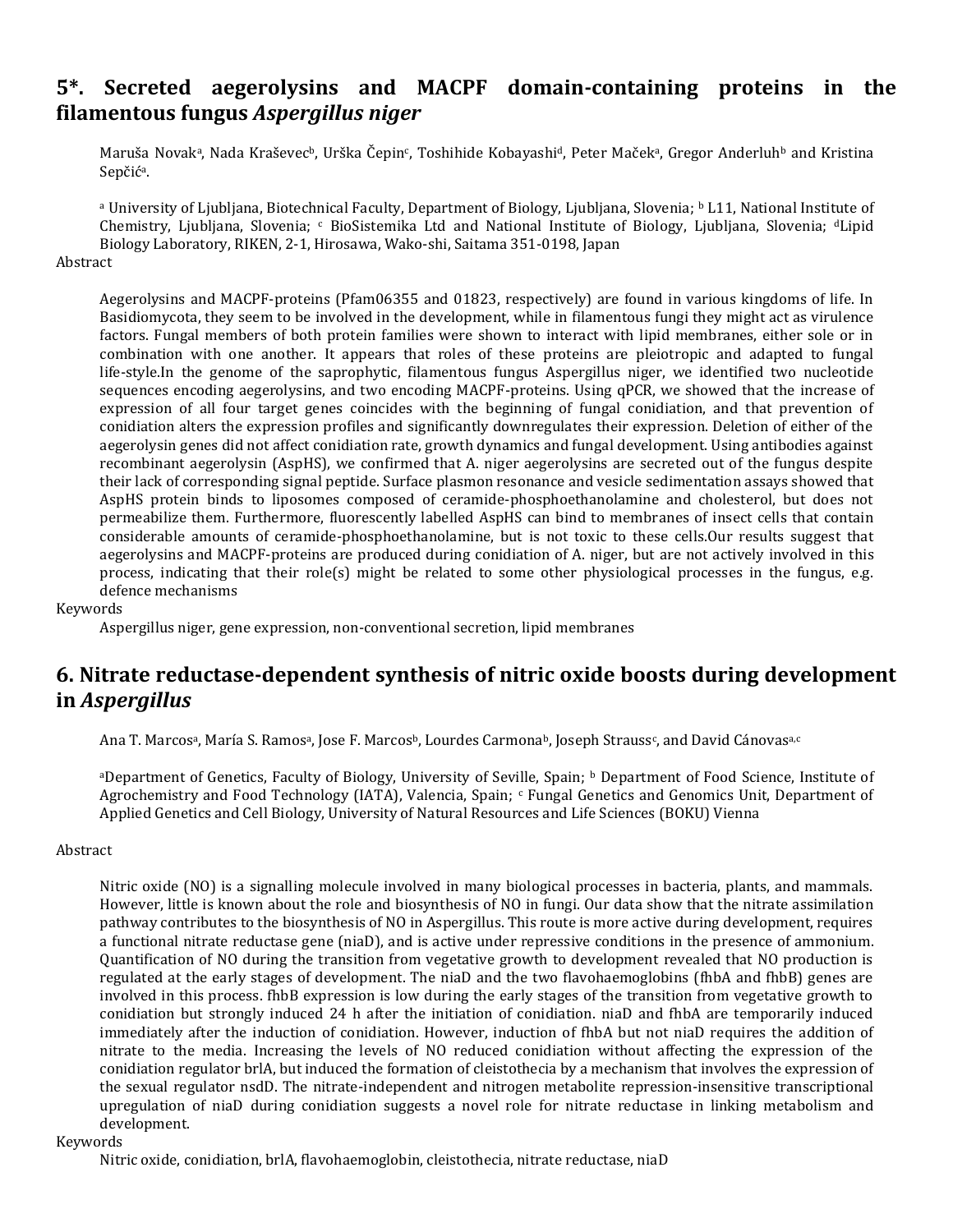## 5*. Secreted aegerolysins and MACPF domain-containing proteins in the filamentous fungus *Aspergillus niger*

Maruša Novak[a], Nada Kraševec[b], Urška Čepin[c], Toshihide Kobayashi[d], Peter Maček[a], Gregor Anderluh[b] and Kristina Sepčić[a].

[a] University of Ljubljana, Biotechnical Faculty, Department of Biology, Ljubljana, Slovenia; [b] L11, National Institute of Chemistry, Ljubljana, Slovenia; [c] BioSistemika Ltd and National Institute of Biology, Ljubljana, Slovenia; [d]Lipid Biology Laboratory, RIKEN, 2-1, Hirosawa, Wako-shi, Saitama 351-0198, Japan

Abstract

Aegerolysins and MACPF-proteins (Pfam06355 and 01823, respectively) are found in various kingdoms of life. In Basidiomycota, they seem to be involved in the development, while in filamentous fungi they might act as virulence factors. Fungal members of both protein families were shown to interact with lipid membranes, either sole or in combination with one another. It appears that roles of these proteins are pleiotropic and adapted to fungal life-style.In the genome of the saprophytic, filamentous fungus Aspergillus niger, we identified two nucleotide sequences encoding aegerolysins, and two encoding MACPF-proteins. Using qPCR, we showed that the increase of expression of all four target genes coincides with the beginning of fungal conidiation, and that prevention of conidiation alters the expression profiles and significantly downregulates their expression. Deletion of either of the aegerolysin genes did not affect conidiation rate, growth dynamics and fungal development. Using antibodies against recombinant aegerolysin (AspHS), we confirmed that A. niger aegerolysins are secreted out of the fungus despite their lack of corresponding signal peptide. Surface plasmon resonance and vesicle sedimentation assays showed that AspHS protein binds to liposomes composed of ceramide-phosphoethanolamine and cholesterol, but does not permeabilize them. Furthermore, fluorescently labelled AspHS can bind to membranes of insect cells that contain considerable amounts of ceramide-phosphoethanolamine, but is not toxic to these cells.Our results suggest that aegerolysins and MACPF-proteins are produced during conidiation of A. niger, but are not actively involved in this process, indicating that their role(s) might be related to some other physiological processes in the fungus, e.g. defence mechanisms

Keywords

Aspergillus niger, gene expression, non-conventional secretion, lipid membranes

## 6. Nitrate reductase-dependent synthesis of nitric oxide boosts during development in *Aspergillus*

Ana T. Marcos[a], María S. Ramos[a], Jose F. Marcos[b], Lourdes Carmona[b], Joseph Strauss[c], and David Cánovas[a,c]

[a]Department of Genetics, Faculty of Biology, University of Seville, Spain; [b] Department of Food Science, Institute of Agrochemistry and Food Technology (IATA), Valencia, Spain; [c] Fungal Genetics and Genomics Unit, Department of Applied Genetics and Cell Biology, University of Natural Resources and Life Sciences (BOKU) Vienna

Abstract

Nitric oxide (NO) is a signalling molecule involved in many biological processes in bacteria, plants, and mammals. However, little is known about the role and biosynthesis of NO in fungi. Our data show that the nitrate assimilation pathway contributes to the biosynthesis of NO in Aspergillus. This route is more active during development, requires a functional nitrate reductase gene (niaD), and is active under repressive conditions in the presence of ammonium. Quantification of NO during the transition from vegetative growth to development revealed that NO production is regulated at the early stages of development. The niaD and the two flavohaemoglobins (fhbA and fhbB) genes are involved in this process. fhbB expression is low during the early stages of the transition from vegetative growth to conidiation but strongly induced 24 h after the initiation of conidiation. niaD and fhbA are temporarily induced immediately after the induction of conidiation. However, induction of fhbA but not niaD requires the addition of nitrate to the media. Increasing the levels of NO reduced conidiation without affecting the expression of the conidiation regulator brlA, but induced the formation of cleistothecia by a mechanism that involves the expression of the sexual regulator nsdD. The nitrate-independent and nitrogen metabolite repression-insensitive transcriptional upregulation of niaD during conidiation suggests a novel role for nitrate reductase in linking metabolism and development.

Keywords

Nitric oxide, conidiation, brlA, flavohaemoglobin, cleistothecia, nitrate reductase, niaD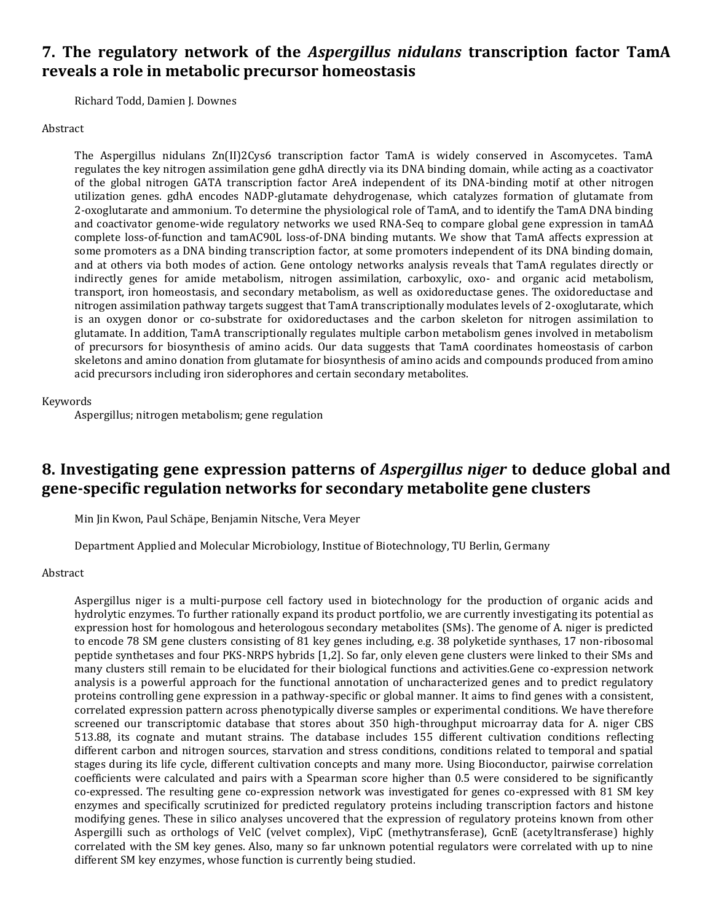## 7. The regulatory network of the *Aspergillus nidulans* transcription factor TamA reveals a role in metabolic precursor homeostasis

Richard Todd, Damien J. Downes

Abstract

The Aspergillus nidulans Zn(II)2Cys6 transcription factor TamA is widely conserved in Ascomycetes. TamA regulates the key nitrogen assimilation gene gdhA directly via its DNA binding domain, while acting as a coactivator of the global nitrogen GATA transcription factor AreA independent of its DNA-binding motif at other nitrogen utilization genes. gdhA encodes NADP-glutamate dehydrogenase, which catalyzes formation of glutamate from 2-oxoglutarate and ammonium. To determine the physiological role of TamA, and to identify the TamA DNA binding and coactivator genome-wide regulatory networks we used RNA-Seq to compare global gene expression in tamAΔ complete loss-of-function and tamAC90L loss-of-DNA binding mutants. We show that TamA affects expression at some promoters as a DNA binding transcription factor, at some promoters independent of its DNA binding domain, and at others via both modes of action. Gene ontology networks analysis reveals that TamA regulates directly or indirectly genes for amide metabolism, nitrogen assimilation, carboxylic, oxo- and organic acid metabolism, transport, iron homeostasis, and secondary metabolism, as well as oxidoreductase genes. The oxidoreductase and nitrogen assimilation pathway targets suggest that TamA transcriptionally modulates levels of 2-oxoglutarate, which is an oxygen donor or co-substrate for oxidoreductases and the carbon skeleton for nitrogen assimilation to glutamate. In addition, TamA transcriptionally regulates multiple carbon metabolism genes involved in metabolism of precursors for biosynthesis of amino acids. Our data suggests that TamA coordinates homeostasis of carbon skeletons and amino donation from glutamate for biosynthesis of amino acids and compounds produced from amino acid precursors including iron siderophores and certain secondary metabolites.

Keywords
Aspergillus; nitrogen metabolism; gene regulation

## 8. Investigating gene expression patterns of *Aspergillus niger* to deduce global and gene-specific regulation networks for secondary metabolite gene clusters

Min Jin Kwon, Paul Schäpe, Benjamin Nitsche, Vera Meyer

Department Applied and Molecular Microbiology, Institue of Biotechnology, TU Berlin, Germany

Abstract

Aspergillus niger is a multi-purpose cell factory used in biotechnology for the production of organic acids and hydrolytic enzymes. To further rationally expand its product portfolio, we are currently investigating its potential as expression host for homologous and heterologous secondary metabolites (SMs). The genome of A. niger is predicted to encode 78 SM gene clusters consisting of 81 key genes including, e.g. 38 polyketide synthases, 17 non-ribosomal peptide synthetases and four PKS-NRPS hybrids [1,2]. So far, only eleven gene clusters were linked to their SMs and many clusters still remain to be elucidated for their biological functions and activities.Gene co-expression network analysis is a powerful approach for the functional annotation of uncharacterized genes and to predict regulatory proteins controlling gene expression in a pathway-specific or global manner. It aims to find genes with a consistent, correlated expression pattern across phenotypically diverse samples or experimental conditions. We have therefore screened our transcriptomic database that stores about 350 high-throughput microarray data for A. niger CBS 513.88, its cognate and mutant strains. The database includes 155 different cultivation conditions reflecting different carbon and nitrogen sources, starvation and stress conditions, conditions related to temporal and spatial stages during its life cycle, different cultivation concepts and many more. Using Bioconductor, pairwise correlation coefficients were calculated and pairs with a Spearman score higher than 0.5 were considered to be significantly co-expressed. The resulting gene co-expression network was investigated for genes co-expressed with 81 SM key enzymes and specifically scrutinized for predicted regulatory proteins including transcription factors and histone modifying genes. These in silico analyses uncovered that the expression of regulatory proteins known from other Aspergilli such as orthologs of VelC (velvet complex), VipC (methytransferase), GcnE (acetyltransferase) highly correlated with the SM key genes. Also, many so far unknown potential regulators were correlated with up to nine different SM key enzymes, whose function is currently being studied.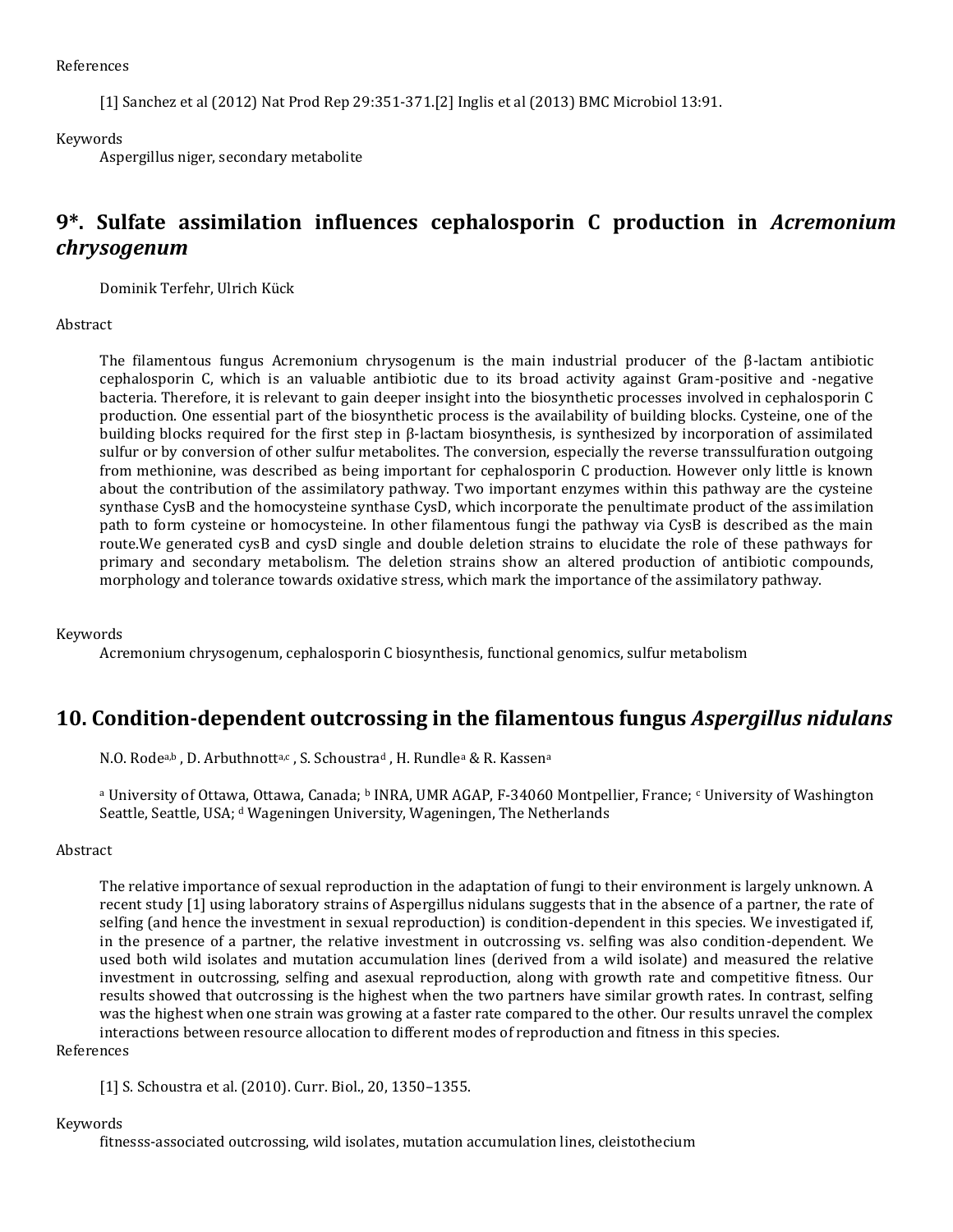References

[1] Sanchez et al (2012) Nat Prod Rep 29:351-371.[2] Inglis et al (2013) BMC Microbiol 13:91.

Keywords

Aspergillus niger, secondary metabolite

## 9*. Sulfate assimilation influences cephalosporin C production in *Acremonium chrysogenum*

Dominik Terfehr, Ulrich Kück

Abstract

The filamentous fungus Acremonium chrysogenum is the main industrial producer of the β-lactam antibiotic cephalosporin C, which is an valuable antibiotic due to its broad activity against Gram-positive and -negative bacteria. Therefore, it is relevant to gain deeper insight into the biosynthetic processes involved in cephalosporin C production. One essential part of the biosynthetic process is the availability of building blocks. Cysteine, one of the building blocks required for the first step in β-lactam biosynthesis, is synthesized by incorporation of assimilated sulfur or by conversion of other sulfur metabolites. The conversion, especially the reverse transsulfuration outgoing from methionine, was described as being important for cephalosporin C production. However only little is known about the contribution of the assimilatory pathway. Two important enzymes within this pathway are the cysteine synthase CysB and the homocysteine synthase CysD, which incorporate the penultimate product of the assimilation path to form cysteine or homocysteine. In other filamentous fungi the pathway via CysB is described as the main route.We generated cysB and cysD single and double deletion strains to elucidate the role of these pathways for primary and secondary metabolism. The deletion strains show an altered production of antibiotic compounds, morphology and tolerance towards oxidative stress, which mark the importance of the assimilatory pathway.

Keywords

Acremonium chrysogenum, cephalosporin C biosynthesis, functional genomics, sulfur metabolism

## 10. Condition-dependent outcrossing in the filamentous fungus *Aspergillus nidulans*

N.O. Rode[a,b] , D. Arbuthnott[a,c] , S. Schoustra[d] , H. Rundle[a] & R. Kassen[a]

[a] University of Ottawa, Ottawa, Canada; [b] INRA, UMR AGAP, F-34060 Montpellier, France; [c] University of Washington Seattle, Seattle, USA; [d] Wageningen University, Wageningen, The Netherlands

Abstract

The relative importance of sexual reproduction in the adaptation of fungi to their environment is largely unknown. A recent study [1] using laboratory strains of Aspergillus nidulans suggests that in the absence of a partner, the rate of selfing (and hence the investment in sexual reproduction) is condition-dependent in this species. We investigated if, in the presence of a partner, the relative investment in outcrossing vs. selfing was also condition-dependent. We used both wild isolates and mutation accumulation lines (derived from a wild isolate) and measured the relative investment in outcrossing, selfing and asexual reproduction, along with growth rate and competitive fitness. Our results showed that outcrossing is the highest when the two partners have similar growth rates. In contrast, selfing was the highest when one strain was growing at a faster rate compared to the other. Our results unravel the complex interactions between resource allocation to different modes of reproduction and fitness in this species.

References

[1] S. Schoustra et al. (2010). Curr. Biol., 20, 1350–1355.

Keywords

fitnesss-associated outcrossing, wild isolates, mutation accumulation lines, cleistothecium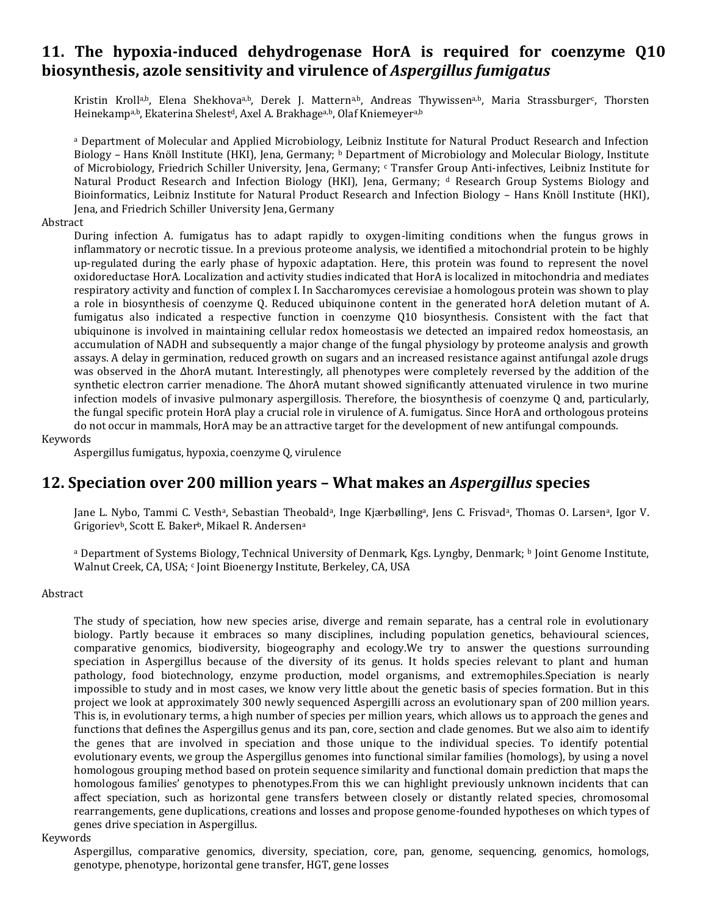## 11. The hypoxia-induced dehydrogenase HorA is required for coenzyme Q10 biosynthesis, azole sensitivity and virulence of *Aspergillus fumigatus*

Kristin Kroll[a,b], Elena Shekhova[a,b], Derek J. Mattern[a,b], Andreas Thywissen[a,b], Maria Strassburger[c], Thorsten Heinekamp[a,b], Ekaterina Shelest[d], Axel A. Brakhage[a,b], Olaf Kniemeyer[a,b]

[a] Department of Molecular and Applied Microbiology, Leibniz Institute for Natural Product Research and Infection Biology – Hans Knöll Institute (HKI), Jena, Germany; [b] Department of Microbiology and Molecular Biology, Institute of Microbiology, Friedrich Schiller University, Jena, Germany; [c] Transfer Group Anti-infectives, Leibniz Institute for Natural Product Research and Infection Biology (HKI), Jena, Germany; [d] Research Group Systems Biology and Bioinformatics, Leibniz Institute for Natural Product Research and Infection Biology – Hans Knöll Institute (HKI), Jena, and Friedrich Schiller University Jena, Germany

Abstract

During infection A. fumigatus has to adapt rapidly to oxygen-limiting conditions when the fungus grows in inflammatory or necrotic tissue. In a previous proteome analysis, we identified a mitochondrial protein to be highly up-regulated during the early phase of hypoxic adaptation. Here, this protein was found to represent the novel oxidoreductase HorA. Localization and activity studies indicated that HorA is localized in mitochondria and mediates respiratory activity and function of complex I. In Saccharomyces cerevisiae a homologous protein was shown to play a role in biosynthesis of coenzyme Q. Reduced ubiquinone content in the generated horA deletion mutant of A. fumigatus also indicated a respective function in coenzyme Q10 biosynthesis. Consistent with the fact that ubiquinone is involved in maintaining cellular redox homeostasis we detected an impaired redox homeostasis, an accumulation of NADH and subsequently a major change of the fungal physiology by proteome analysis and growth assays. A delay in germination, reduced growth on sugars and an increased resistance against antifungal azole drugs was observed in the ΔhorA mutant. Interestingly, all phenotypes were completely reversed by the addition of the synthetic electron carrier menadione. The ΔhorA mutant showed significantly attenuated virulence in two murine infection models of invasive pulmonary aspergillosis. Therefore, the biosynthesis of coenzyme Q and, particularly, the fungal specific protein HorA play a crucial role in virulence of A. fumigatus. Since HorA and orthologous proteins do not occur in mammals, HorA may be an attractive target for the development of new antifungal compounds.

Keywords

Aspergillus fumigatus, hypoxia, coenzyme Q, virulence

## 12. Speciation over 200 million years – What makes an *Aspergillus* species

Jane L. Nybo, Tammi C. Vesth[a], Sebastian Theobald[a], Inge Kjærbølling[a], Jens C. Frisvad[a], Thomas O. Larsen[a], Igor V. Grigoriev[b], Scott E. Baker[b], Mikael R. Andersen[a]

[a] Department of Systems Biology, Technical University of Denmark, Kgs. Lyngby, Denmark; [b] Joint Genome Institute, Walnut Creek, CA, USA; [c] Joint Bioenergy Institute, Berkeley, CA, USA

Abstract

The study of speciation, how new species arise, diverge and remain separate, has a central role in evolutionary biology. Partly because it embraces so many disciplines, including population genetics, behavioural sciences, comparative genomics, biodiversity, biogeography and ecology.We try to answer the questions surrounding speciation in Aspergillus because of the diversity of its genus. It holds species relevant to plant and human pathology, food biotechnology, enzyme production, model organisms, and extremophiles.Speciation is nearly impossible to study and in most cases, we know very little about the genetic basis of species formation. But in this project we look at approximately 300 newly sequenced Aspergilli across an evolutionary span of 200 million years. This is, in evolutionary terms, a high number of species per million years, which allows us to approach the genes and functions that defines the Aspergillus genus and its pan, core, section and clade genomes. But we also aim to identify the genes that are involved in speciation and those unique to the individual species. To identify potential evolutionary events, we group the Aspergillus genomes into functional similar families (homologs), by using a novel homologous grouping method based on protein sequence similarity and functional domain prediction that maps the homologous families' genotypes to phenotypes.From this we can highlight previously unknown incidents that can affect speciation, such as horizontal gene transfers between closely or distantly related species, chromosomal rearrangements, gene duplications, creations and losses and propose genome-founded hypotheses on which types of genes drive speciation in Aspergillus.

Keywords

Aspergillus, comparative genomics, diversity, speciation, core, pan, genome, sequencing, genomics, homologs, genotype, phenotype, horizontal gene transfer, HGT, gene losses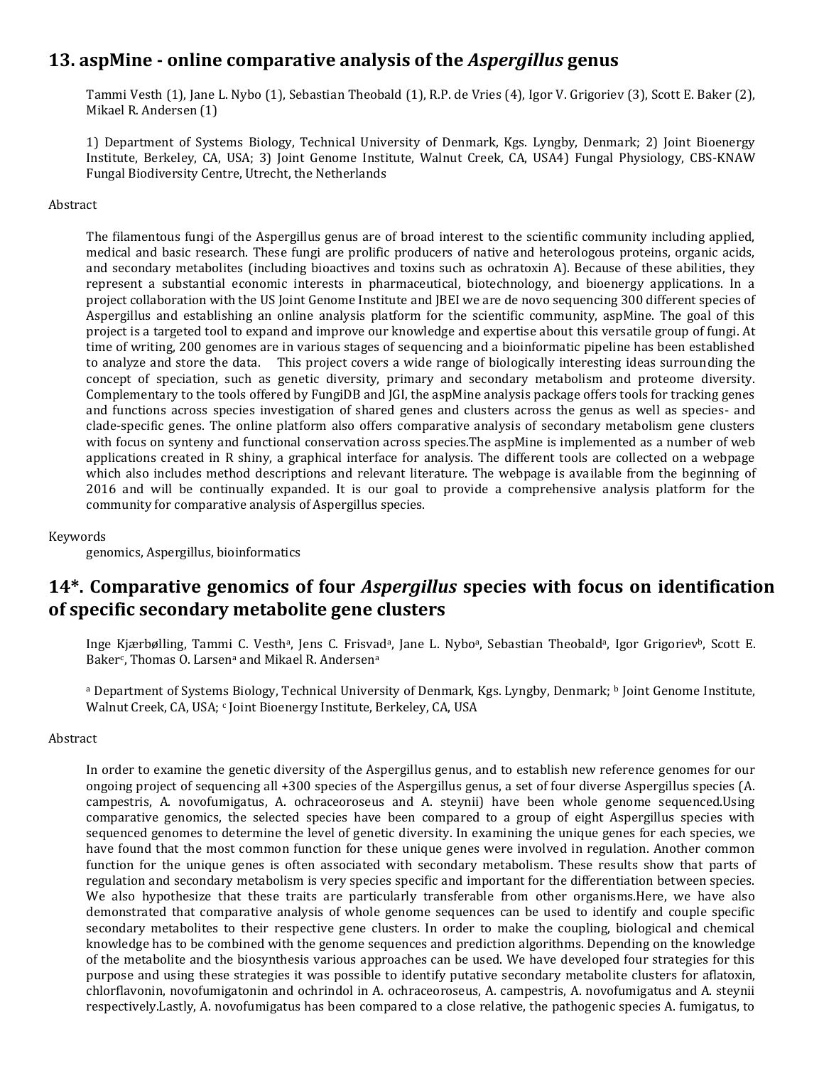## 13. aspMine - online comparative analysis of the *Aspergillus* genus

Tammi Vesth (1), Jane L. Nybo (1), Sebastian Theobald (1), R.P. de Vries (4), Igor V. Grigoriev (3), Scott E. Baker (2), Mikael R. Andersen (1)

1) Department of Systems Biology, Technical University of Denmark, Kgs. Lyngby, Denmark; 2) Joint Bioenergy Institute, Berkeley, CA, USA; 3) Joint Genome Institute, Walnut Creek, CA, USA4) Fungal Physiology, CBS-KNAW Fungal Biodiversity Centre, Utrecht, the Netherlands

Abstract

The filamentous fungi of the Aspergillus genus are of broad interest to the scientific community including applied, medical and basic research. These fungi are prolific producers of native and heterologous proteins, organic acids, and secondary metabolites (including bioactives and toxins such as ochratoxin A). Because of these abilities, they represent a substantial economic interests in pharmaceutical, biotechnology, and bioenergy applications. In a project collaboration with the US Joint Genome Institute and JBEI we are de novo sequencing 300 different species of Aspergillus and establishing an online analysis platform for the scientific community, aspMine. The goal of this project is a targeted tool to expand and improve our knowledge and expertise about this versatile group of fungi. At time of writing, 200 genomes are in various stages of sequencing and a bioinformatic pipeline has been established to analyze and store the data. This project covers a wide range of biologically interesting ideas surrounding the concept of speciation, such as genetic diversity, primary and secondary metabolism and proteome diversity. Complementary to the tools offered by FungiDB and JGI, the aspMine analysis package offers tools for tracking genes and functions across species investigation of shared genes and clusters across the genus as well as species- and clade-specific genes. The online platform also offers comparative analysis of secondary metabolism gene clusters with focus on synteny and functional conservation across species.The aspMine is implemented as a number of web applications created in R shiny, a graphical interface for analysis. The different tools are collected on a webpage which also includes method descriptions and relevant literature. The webpage is available from the beginning of 2016 and will be continually expanded. It is our goal to provide a comprehensive analysis platform for the community for comparative analysis of Aspergillus species.

Keywords

genomics, Aspergillus, bioinformatics

## 14*. Comparative genomics of four *Aspergillus* species with focus on identification of specific secondary metabolite gene clusters

Inge Kjærbølling, Tammi C. Vesth[a], Jens C. Frisvad[a], Jane L. Nybo[a], Sebastian Theobald[a], Igor Grigoriev[b], Scott E. Baker[c], Thomas O. Larsen[a] and Mikael R. Andersen[a]

[a] Department of Systems Biology, Technical University of Denmark, Kgs. Lyngby, Denmark; [b] Joint Genome Institute, Walnut Creek, CA, USA; [c] Joint Bioenergy Institute, Berkeley, CA, USA

Abstract

In order to examine the genetic diversity of the Aspergillus genus, and to establish new reference genomes for our ongoing project of sequencing all +300 species of the Aspergillus genus, a set of four diverse Aspergillus species (A. campestris, A. novofumigatus, A. ochraceoroseus and A. steynii) have been whole genome sequenced.Using comparative genomics, the selected species have been compared to a group of eight Aspergillus species with sequenced genomes to determine the level of genetic diversity. In examining the unique genes for each species, we have found that the most common function for these unique genes were involved in regulation. Another common function for the unique genes is often associated with secondary metabolism. These results show that parts of regulation and secondary metabolism is very species specific and important for the differentiation between species. We also hypothesize that these traits are particularly transferable from other organisms.Here, we have also demonstrated that comparative analysis of whole genome sequences can be used to identify and couple specific secondary metabolites to their respective gene clusters. In order to make the coupling, biological and chemical knowledge has to be combined with the genome sequences and prediction algorithms. Depending on the knowledge of the metabolite and the biosynthesis various approaches can be used. We have developed four strategies for this purpose and using these strategies it was possible to identify putative secondary metabolite clusters for aflatoxin, chlorflavonin, novofumigatonin and ochrindol in A. ochraceoroseus, A. campestris, A. novofumigatus and A. steynii respectively.Lastly, A. novofumigatus has been compared to a close relative, the pathogenic species A. fumigatus, to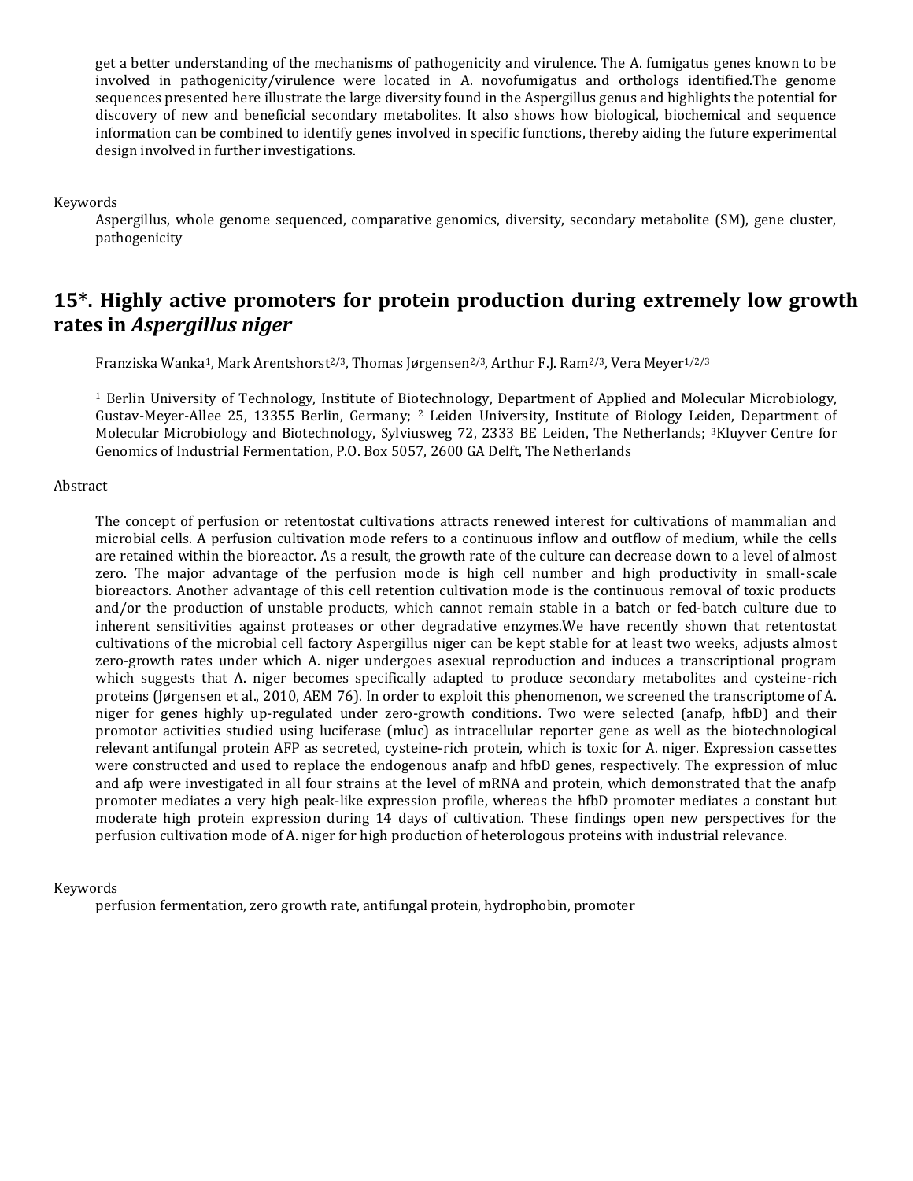get a better understanding of the mechanisms of pathogenicity and virulence. The A. fumigatus genes known to be involved in pathogenicity/virulence were located in A. novofumigatus and orthologs identified.The genome sequences presented here illustrate the large diversity found in the Aspergillus genus and highlights the potential for discovery of new and beneficial secondary metabolites. It also shows how biological, biochemical and sequence information can be combined to identify genes involved in specific functions, thereby aiding the future experimental design involved in further investigations.

Keywords

Aspergillus, whole genome sequenced, comparative genomics, diversity, secondary metabolite (SM), gene cluster, pathogenicity

## 15*. Highly active promoters for protein production during extremely low growth rates in *Aspergillus niger*

Franziska Wanka[1], Mark Arentshorst[2/3], Thomas Jørgensen[2/3], Arthur F.J. Ram[2/3], Vera Meyer[1/2/3]

[1] Berlin University of Technology, Institute of Biotechnology, Department of Applied and Molecular Microbiology, Gustav-Meyer-Allee 25, 13355 Berlin, Germany; [2] Leiden University, Institute of Biology Leiden, Department of Molecular Microbiology and Biotechnology, Sylviusweg 72, 2333 BE Leiden, The Netherlands; [3]Kluyver Centre for Genomics of Industrial Fermentation, P.O. Box 5057, 2600 GA Delft, The Netherlands

Abstract

The concept of perfusion or retentostat cultivations attracts renewed interest for cultivations of mammalian and microbial cells. A perfusion cultivation mode refers to a continuous inflow and outflow of medium, while the cells are retained within the bioreactor. As a result, the growth rate of the culture can decrease down to a level of almost zero. The major advantage of the perfusion mode is high cell number and high productivity in small-scale bioreactors. Another advantage of this cell retention cultivation mode is the continuous removal of toxic products and/or the production of unstable products, which cannot remain stable in a batch or fed-batch culture due to inherent sensitivities against proteases or other degradative enzymes.We have recently shown that retentostat cultivations of the microbial cell factory Aspergillus niger can be kept stable for at least two weeks, adjusts almost zero-growth rates under which A. niger undergoes asexual reproduction and induces a transcriptional program which suggests that A. niger becomes specifically adapted to produce secondary metabolites and cysteine-rich proteins (Jørgensen et al., 2010, AEM 76). In order to exploit this phenomenon, we screened the transcriptome of A. niger for genes highly up-regulated under zero-growth conditions. Two were selected (anafp, hfbD) and their promotor activities studied using luciferase (mluc) as intracellular reporter gene as well as the biotechnological relevant antifungal protein AFP as secreted, cysteine-rich protein, which is toxic for A. niger. Expression cassettes were constructed and used to replace the endogenous anafp and hfbD genes, respectively. The expression of mluc and afp were investigated in all four strains at the level of mRNA and protein, which demonstrated that the anafp promoter mediates a very high peak-like expression profile, whereas the hfbD promoter mediates a constant but moderate high protein expression during 14 days of cultivation. These findings open new perspectives for the perfusion cultivation mode of A. niger for high production of heterologous proteins with industrial relevance.

Keywords

perfusion fermentation, zero growth rate, antifungal protein, hydrophobin, promoter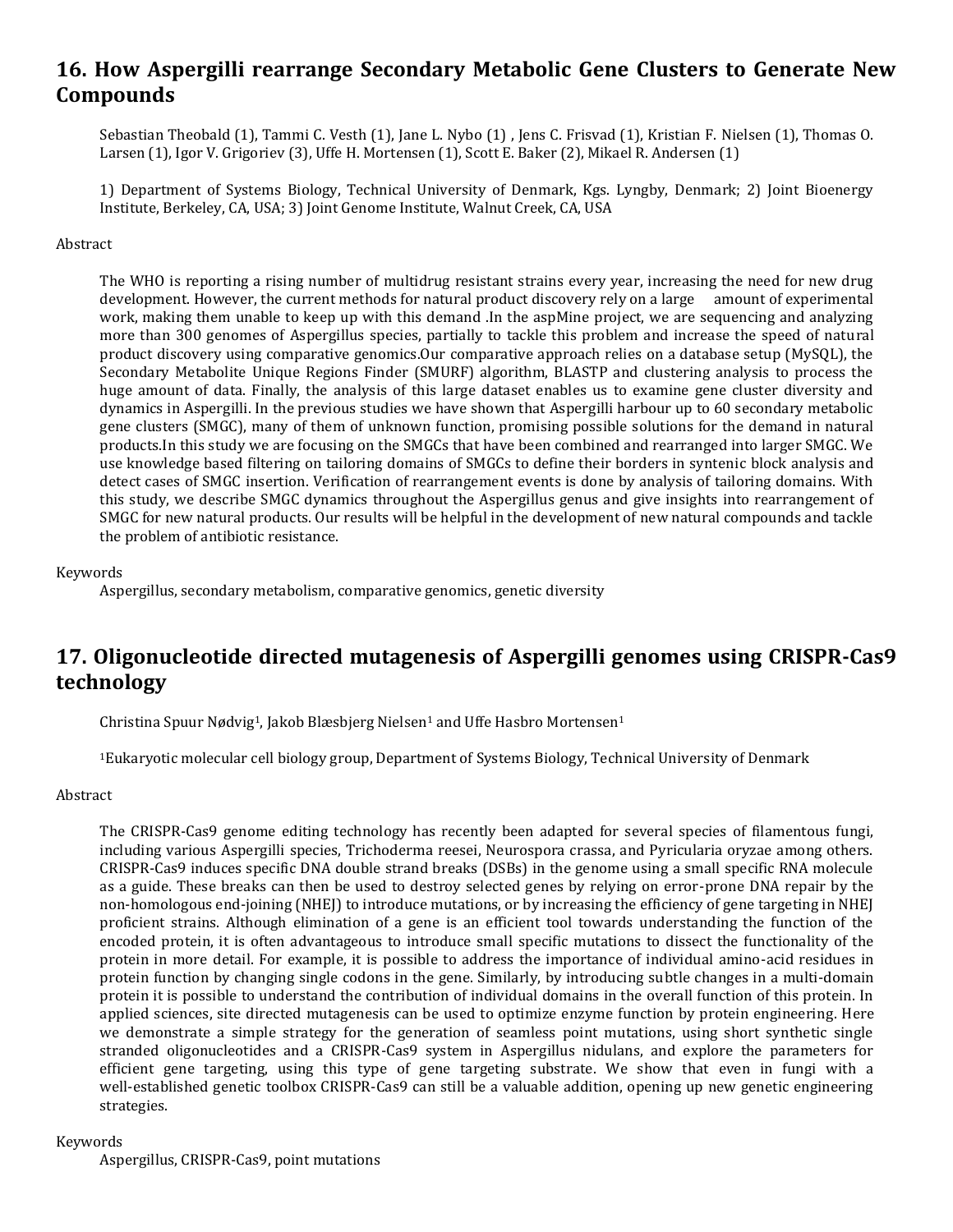## 16. How Aspergilli rearrange Secondary Metabolic Gene Clusters to Generate New Compounds

Sebastian Theobald (1), Tammi C. Vesth (1), Jane L. Nybo (1) , Jens C. Frisvad (1), Kristian F. Nielsen (1), Thomas O. Larsen (1), Igor V. Grigoriev (3), Uffe H. Mortensen (1), Scott E. Baker (2), Mikael R. Andersen (1)

1) Department of Systems Biology, Technical University of Denmark, Kgs. Lyngby, Denmark; 2) Joint Bioenergy Institute, Berkeley, CA, USA; 3) Joint Genome Institute, Walnut Creek, CA, USA

Abstract

The WHO is reporting a rising number of multidrug resistant strains every year, increasing the need for new drug development. However, the current methods for natural product discovery rely on a large amount of experimental work, making them unable to keep up with this demand .In the aspMine project, we are sequencing and analyzing more than 300 genomes of Aspergillus species, partially to tackle this problem and increase the speed of natural product discovery using comparative genomics.Our comparative approach relies on a database setup (MySQL), the Secondary Metabolite Unique Regions Finder (SMURF) algorithm, BLASTP and clustering analysis to process the huge amount of data. Finally, the analysis of this large dataset enables us to examine gene cluster diversity and dynamics in Aspergilli. In the previous studies we have shown that Aspergilli harbour up to 60 secondary metabolic gene clusters (SMGC), many of them of unknown function, promising possible solutions for the demand in natural products.In this study we are focusing on the SMGCs that have been combined and rearranged into larger SMGC. We use knowledge based filtering on tailoring domains of SMGCs to define their borders in syntenic block analysis and detect cases of SMGC insertion. Verification of rearrangement events is done by analysis of tailoring domains. With this study, we describe SMGC dynamics throughout the Aspergillus genus and give insights into rearrangement of SMGC for new natural products. Our results will be helpful in the development of new natural compounds and tackle the problem of antibiotic resistance.

Keywords

Aspergillus, secondary metabolism, comparative genomics, genetic diversity

## 17. Oligonucleotide directed mutagenesis of Aspergilli genomes using CRISPR-Cas9 technology

Christina Spuur Nødvig[1], Jakob Blæsbjerg Nielsen[1] and Uffe Hasbro Mortensen[1]

[1]Eukaryotic molecular cell biology group, Department of Systems Biology, Technical University of Denmark

Abstract

The CRISPR-Cas9 genome editing technology has recently been adapted for several species of filamentous fungi, including various Aspergilli species, Trichoderma reesei, Neurospora crassa, and Pyricularia oryzae among others. CRISPR-Cas9 induces specific DNA double strand breaks (DSBs) in the genome using a small specific RNA molecule as a guide. These breaks can then be used to destroy selected genes by relying on error-prone DNA repair by the non-homologous end-joining (NHEJ) to introduce mutations, or by increasing the efficiency of gene targeting in NHEJ proficient strains. Although elimination of a gene is an efficient tool towards understanding the function of the encoded protein, it is often advantageous to introduce small specific mutations to dissect the functionality of the protein in more detail. For example, it is possible to address the importance of individual amino-acid residues in protein function by changing single codons in the gene. Similarly, by introducing subtle changes in a multi-domain protein it is possible to understand the contribution of individual domains in the overall function of this protein. In applied sciences, site directed mutagenesis can be used to optimize enzyme function by protein engineering. Here we demonstrate a simple strategy for the generation of seamless point mutations, using short synthetic single stranded oligonucleotides and a CRISPR-Cas9 system in Aspergillus nidulans, and explore the parameters for efficient gene targeting, using this type of gene targeting substrate. We show that even in fungi with a well-established genetic toolbox CRISPR-Cas9 can still be a valuable addition, opening up new genetic engineering strategies.

Keywords

Aspergillus, CRISPR-Cas9, point mutations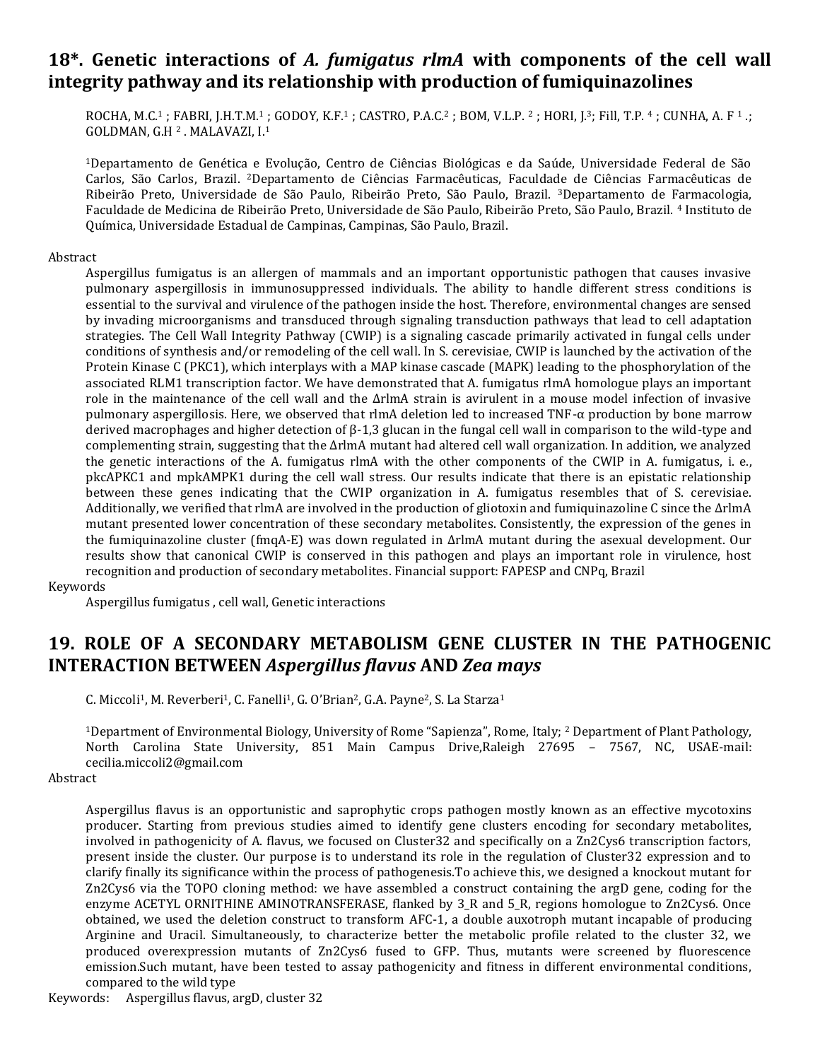## 18*. Genetic interactions of *A. fumigatus rlmA* with components of the cell wall integrity pathway and its relationship with production of fumiquinazolines

ROCHA, M.C.[1] ; FABRI, J.H.T.M.[1] ; GODOY, K.F.[1] ; CASTRO, P.A.C.[2] ; BOM, V.L.P. [2] ; HORI, J.[3]; Fill, T.P. [4] ; CUNHA, A. F [1] .; GOLDMAN, G.H [2] . MALAVAZI, I.[1]

[1]Departamento de Genética e Evolução, Centro de Ciências Biológicas e da Saúde, Universidade Federal de São Carlos, São Carlos, Brazil. [2]Departamento de Ciências Farmacêuticas, Faculdade de Ciências Farmacêuticas de Ribeirão Preto, Universidade de São Paulo, Ribeirão Preto, São Paulo, Brazil. [3]Departamento de Farmacologia, Faculdade de Medicina de Ribeirão Preto, Universidade de São Paulo, Ribeirão Preto, São Paulo, Brazil. [4] Instituto de Química, Universidade Estadual de Campinas, Campinas, São Paulo, Brazil.

Abstract

Aspergillus fumigatus is an allergen of mammals and an important opportunistic pathogen that causes invasive pulmonary aspergillosis in immunosuppressed individuals. The ability to handle different stress conditions is essential to the survival and virulence of the pathogen inside the host. Therefore, environmental changes are sensed by invading microorganisms and transduced through signaling transduction pathways that lead to cell adaptation strategies. The Cell Wall Integrity Pathway (CWIP) is a signaling cascade primarily activated in fungal cells under conditions of synthesis and/or remodeling of the cell wall. In S. cerevisiae, CWIP is launched by the activation of the Protein Kinase C (PKC1), which interplays with a MAP kinase cascade (MAPK) leading to the phosphorylation of the associated RLM1 transcription factor. We have demonstrated that A. fumigatus rlmA homologue plays an important role in the maintenance of the cell wall and the ΔrlmA strain is avirulent in a mouse model infection of invasive pulmonary aspergillosis. Here, we observed that rlmA deletion led to increased TNF-α production by bone marrow derived macrophages and higher detection of β-1,3 glucan in the fungal cell wall in comparison to the wild-type and complementing strain, suggesting that the ΔrlmA mutant had altered cell wall organization. In addition, we analyzed the genetic interactions of the A. fumigatus rlmA with the other components of the CWIP in A. fumigatus, i. e., pkcAPKC1 and mpkAMPK1 during the cell wall stress. Our results indicate that there is an epistatic relationship between these genes indicating that the CWIP organization in A. fumigatus resembles that of S. cerevisiae. Additionally, we verified that rlmA are involved in the production of gliotoxin and fumiquinazoline C since the ΔrlmA mutant presented lower concentration of these secondary metabolites. Consistently, the expression of the genes in the fumiquinazoline cluster (fmqA-E) was down regulated in ΔrlmA mutant during the asexual development. Our results show that canonical CWIP is conserved in this pathogen and plays an important role in virulence, host recognition and production of secondary metabolites. Financial support: FAPESP and CNPq, Brazil

Keywords

Aspergillus fumigatus , cell wall, Genetic interactions

## 19. ROLE OF A SECONDARY METABOLISM GENE CLUSTER IN THE PATHOGENIC INTERACTION BETWEEN *Aspergillus flavus* AND *Zea mays*

C. Miccoli[1], M. Reverberi[1], C. Fanelli[1], G. O'Brian[2], G.A. Payne[2], S. La Starza[1]

[1]Department of Environmental Biology, University of Rome "Sapienza", Rome, Italy; [2] Department of Plant Pathology, North Carolina State University, 851 Main Campus Drive,Raleigh 27695 – 7567, NC, USAE-mail: cecilia.miccoli2@gmail.com

Abstract

Aspergillus flavus is an opportunistic and saprophytic crops pathogen mostly known as an effective mycotoxins producer. Starting from previous studies aimed to identify gene clusters encoding for secondary metabolites, involved in pathogenicity of A. flavus, we focused on Cluster32 and specifically on a Zn2Cys6 transcription factors, present inside the cluster. Our purpose is to understand its role in the regulation of Cluster32 expression and to clarify finally its significance within the process of pathogenesis.To achieve this, we designed a knockout mutant for Zn2Cys6 via the TOPO cloning method: we have assembled a construct containing the argD gene, coding for the enzyme ACETYL ORNITHINE AMINOTRANSFERASE, flanked by 3_R and 5_R, regions homologue to Zn2Cys6. Once obtained, we used the deletion construct to transform AFC-1, a double auxotroph mutant incapable of producing Arginine and Uracil. Simultaneously, to characterize better the metabolic profile related to the cluster 32, we produced overexpression mutants of Zn2Cys6 fused to GFP. Thus, mutants were screened by fluorescence emission.Such mutant, have been tested to assay pathogenicity and fitness in different environmental conditions, compared to the wild type

Keywords: Aspergillus flavus, argD, cluster 32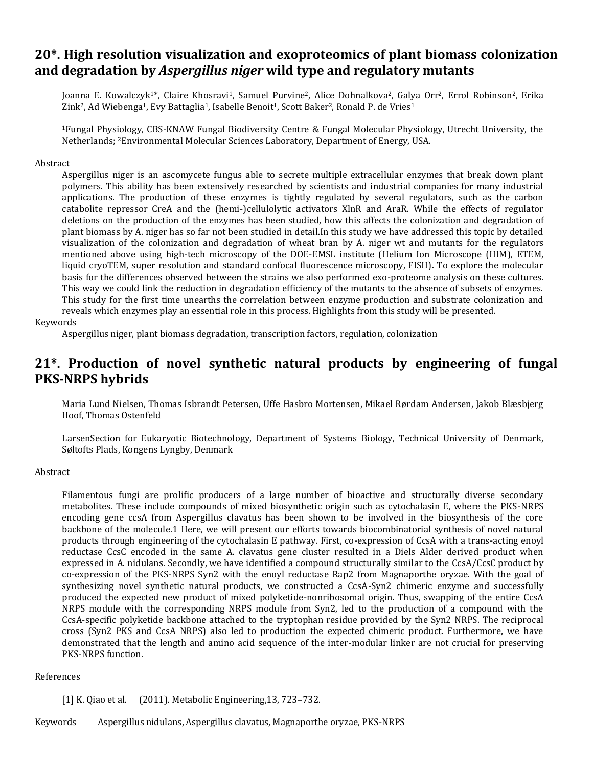## 20*. High resolution visualization and exoproteomics of plant biomass colonization and degradation by *Aspergillus niger* wild type and regulatory mutants

Joanna E. Kowalczyk[1]*, Claire Khosravi[1], Samuel Purvine[2], Alice Dohnalkova[2], Galya Orr[2], Errol Robinson[2], Erika Zink[2], Ad Wiebenga[1], Evy Battaglia[1], Isabelle Benoit[1], Scott Baker[2], Ronald P. de Vries[1]

[1]Fungal Physiology, CBS-KNAW Fungal Biodiversity Centre & Fungal Molecular Physiology, Utrecht University, the Netherlands; [2]Environmental Molecular Sciences Laboratory, Department of Energy, USA.

Abstract

Aspergillus niger is an ascomycete fungus able to secrete multiple extracellular enzymes that break down plant polymers. This ability has been extensively researched by scientists and industrial companies for many industrial applications. The production of these enzymes is tightly regulated by several regulators, such as the carbon catabolite repressor CreA and the (hemi-)cellulolytic activators XlnR and AraR. While the effects of regulator deletions on the production of the enzymes has been studied, how this affects the colonization and degradation of plant biomass by A. niger has so far not been studied in detail.In this study we have addressed this topic by detailed visualization of the colonization and degradation of wheat bran by A. niger wt and mutants for the regulators mentioned above using high-tech microscopy of the DOE-EMSL institute (Helium Ion Microscope (HIM), ETEM, liquid cryoTEM, super resolution and standard confocal fluorescence microscopy, FISH). To explore the molecular basis for the differences observed between the strains we also performed exo-proteome analysis on these cultures. This way we could link the reduction in degradation efficiency of the mutants to the absence of subsets of enzymes. This study for the first time unearths the correlation between enzyme production and substrate colonization and reveals which enzymes play an essential role in this process. Highlights from this study will be presented.

Keywords

Aspergillus niger, plant biomass degradation, transcription factors, regulation, colonization

## 21*. Production of novel synthetic natural products by engineering of fungal PKS-NRPS hybrids

Maria Lund Nielsen, Thomas Isbrandt Petersen, Uffe Hasbro Mortensen, Mikael Rørdam Andersen, Jakob Blæsbjerg Hoof, Thomas Ostenfeld

LarsenSection for Eukaryotic Biotechnology, Department of Systems Biology, Technical University of Denmark, Søltofts Plads, Kongens Lyngby, Denmark

Abstract

Filamentous fungi are prolific producers of a large number of bioactive and structurally diverse secondary metabolites. These include compounds of mixed biosynthetic origin such as cytochalasin E, where the PKS-NRPS encoding gene ccsA from Aspergillus clavatus has been shown to be involved in the biosynthesis of the core backbone of the molecule.1 Here, we will present our efforts towards biocombinatorial synthesis of novel natural products through engineering of the cytochalasin E pathway. First, co-expression of CcsA with a trans-acting enoyl reductase CcsC encoded in the same A. clavatus gene cluster resulted in a Diels Alder derived product when expressed in A. nidulans. Secondly, we have identified a compound structurally similar to the CcsA/CcsC product by co-expression of the PKS-NRPS Syn2 with the enoyl reductase Rap2 from Magnaporthe oryzae. With the goal of synthesizing novel synthetic natural products, we constructed a CcsA-Syn2 chimeric enzyme and successfully produced the expected new product of mixed polyketide-nonribosomal origin. Thus, swapping of the entire CcsA NRPS module with the corresponding NRPS module from Syn2, led to the production of a compound with the CcsA-specific polyketide backbone attached to the tryptophan residue provided by the Syn2 NRPS. The reciprocal cross (Syn2 PKS and CcsA NRPS) also led to production the expected chimeric product. Furthermore, we have demonstrated that the length and amino acid sequence of the inter-modular linker are not crucial for preserving PKS-NRPS function.

References

[1] K. Qiao et al. (2011). Metabolic Engineering,13, 723–732.

Keywords Aspergillus nidulans, Aspergillus clavatus, Magnaporthe oryzae, PKS-NRPS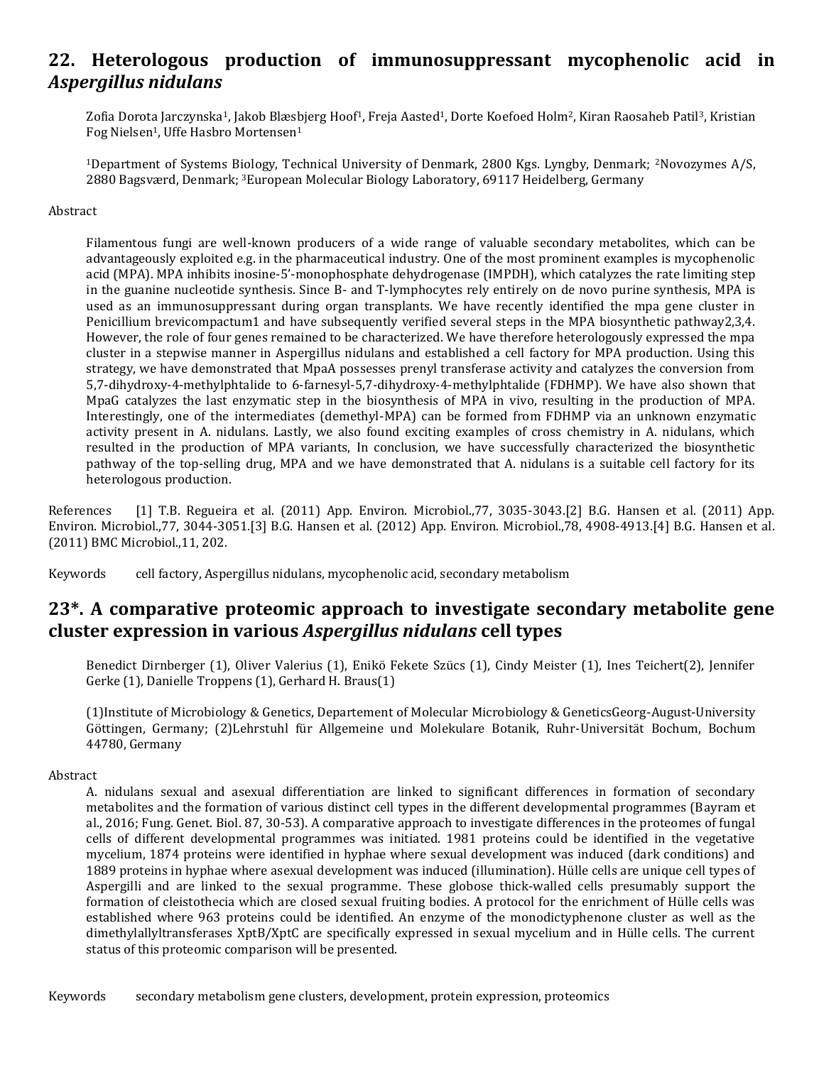## 22. Heterologous production of immunosuppressant mycophenolic acid in *Aspergillus nidulans*

Zofia Dorota Jarczynska[1], Jakob Blæsbjerg Hoof[1], Freja Aasted[1], Dorte Koefoed Holm[2], Kiran Raosaheb Patil[3], Kristian Fog Nielsen[1], Uffe Hasbro Mortensen[1]

[1]Department of Systems Biology, Technical University of Denmark, 2800 Kgs. Lyngby, Denmark; [2]Novozymes A/S, 2880 Bagsværd, Denmark; [3]European Molecular Biology Laboratory, 69117 Heidelberg, Germany

Abstract

Filamentous fungi are well-known producers of a wide range of valuable secondary metabolites, which can be advantageously exploited e.g. in the pharmaceutical industry. One of the most prominent examples is mycophenolic acid (MPA). MPA inhibits inosine-5'-monophosphate dehydrogenase (IMPDH), which catalyzes the rate limiting step in the guanine nucleotide synthesis. Since B- and T-lymphocytes rely entirely on de novo purine synthesis, MPA is used as an immunosuppressant during organ transplants. We have recently identified the mpa gene cluster in Penicillium brevicompactum1 and have subsequently verified several steps in the MPA biosynthetic pathway2,3,4. However, the role of four genes remained to be characterized. We have therefore heterologously expressed the mpa cluster in a stepwise manner in Aspergillus nidulans and established a cell factory for MPA production. Using this strategy, we have demonstrated that MpaA possesses prenyl transferase activity and catalyzes the conversion from 5,7-dihydroxy-4-methylphtalide to 6-farnesyl-5,7-dihydroxy-4-methylphtalide (FDHMP). We have also shown that MpaG catalyzes the last enzymatic step in the biosynthesis of MPA in vivo, resulting in the production of MPA. Interestingly, one of the intermediates (demethyl-MPA) can be formed from FDHMP via an unknown enzymatic activity present in A. nidulans. Lastly, we also found exciting examples of cross chemistry in A. nidulans, which resulted in the production of MPA variants, In conclusion, we have successfully characterized the biosynthetic pathway of the top-selling drug, MPA and we have demonstrated that A. nidulans is a suitable cell factory for its heterologous production.

References [1] T.B. Regueira et al. (2011) App. Environ. Microbiol.,77, 3035-3043.[2] B.G. Hansen et al. (2011) App. Environ. Microbiol.,77, 3044-3051.[3] B.G. Hansen et al. (2012) App. Environ. Microbiol.,78, 4908-4913.[4] B.G. Hansen et al. (2011) BMC Microbiol.,11, 202.

Keywords cell factory, Aspergillus nidulans, mycophenolic acid, secondary metabolism

## 23*. A comparative proteomic approach to investigate secondary metabolite gene cluster expression in various *Aspergillus nidulans* cell types

Benedict Dirnberger (1), Oliver Valerius (1), Enikö Fekete Szücs (1), Cindy Meister (1), Ines Teichert(2), Jennifer Gerke (1), Danielle Troppens (1), Gerhard H. Braus(1)

(1)Institute of Microbiology & Genetics, Departement of Molecular Microbiology & GeneticsGeorg-August-University Göttingen, Germany; (2)Lehrstuhl für Allgemeine und Molekulare Botanik, Ruhr-Universität Bochum, Bochum 44780, Germany

Abstract

A. nidulans sexual and asexual differentiation are linked to significant differences in formation of secondary metabolites and the formation of various distinct cell types in the different developmental programmes (Bayram et al., 2016; Fung. Genet. Biol. 87, 30-53). A comparative approach to investigate differences in the proteomes of fungal cells of different developmental programmes was initiated. 1981 proteins could be identified in the vegetative mycelium, 1874 proteins were identified in hyphae where sexual development was induced (dark conditions) and 1889 proteins in hyphae where asexual development was induced (illumination). Hülle cells are unique cell types of Aspergilli and are linked to the sexual programme. These globose thick-walled cells presumably support the formation of cleistothecia which are closed sexual fruiting bodies. A protocol for the enrichment of Hülle cells was established where 963 proteins could be identified. An enzyme of the monodictyphenone cluster as well as the dimethylallyltransferases XptB/XptC are specifically expressed in sexual mycelium and in Hülle cells. The current status of this proteomic comparison will be presented.

Keywords secondary metabolism gene clusters, development, protein expression, proteomics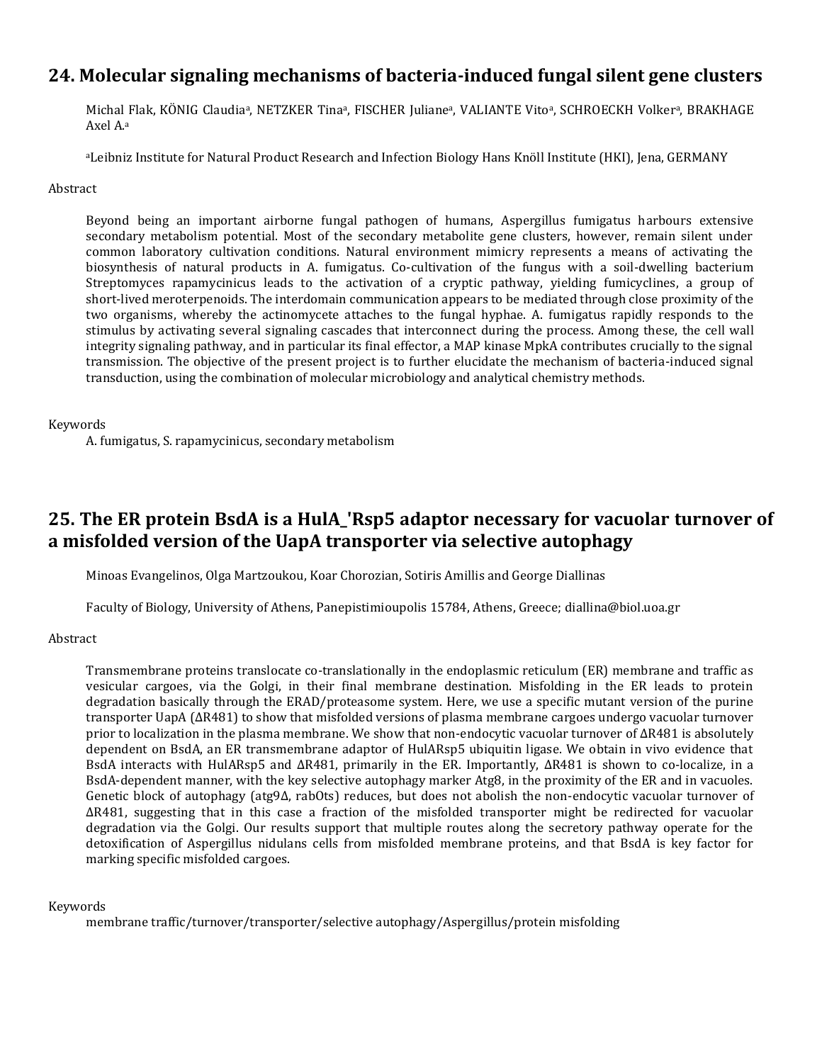## 24. Molecular signaling mechanisms of bacteria-induced fungal silent gene clusters

Michal Flak, KÖNIG Claudia[a], NETZKER Tina[a], FISCHER Juliane[a], VALIANTE Vito[a], SCHROECKH Volker[a], BRAKHAGE Axel A.[a]

[a]Leibniz Institute for Natural Product Research and Infection Biology Hans Knöll Institute (HKI), Jena, GERMANY

Abstract

Beyond being an important airborne fungal pathogen of humans, Aspergillus fumigatus harbours extensive secondary metabolism potential. Most of the secondary metabolite gene clusters, however, remain silent under common laboratory cultivation conditions. Natural environment mimicry represents a means of activating the biosynthesis of natural products in A. fumigatus. Co-cultivation of the fungus with a soil-dwelling bacterium Streptomyces rapamycinicus leads to the activation of a cryptic pathway, yielding fumicyclines, a group of short-lived meroterpenoids. The interdomain communication appears to be mediated through close proximity of the two organisms, whereby the actinomycete attaches to the fungal hyphae. A. fumigatus rapidly responds to the stimulus by activating several signaling cascades that interconnect during the process. Among these, the cell wall integrity signaling pathway, and in particular its final effector, a MAP kinase MpkA contributes crucially to the signal transmission. The objective of the present project is to further elucidate the mechanism of bacteria-induced signal transduction, using the combination of molecular microbiology and analytical chemistry methods.

Keywords

A. fumigatus, S. rapamycinicus, secondary metabolism

## 25. The ER protein BsdA is a HulA_'Rsp5 adaptor necessary for vacuolar turnover of a misfolded version of the UapA transporter via selective autophagy

Minoas Evangelinos, Olga Martzoukou, Koar Chorozian, Sotiris Amillis and George Diallinas

Faculty of Biology, University of Athens, Panepistimioupolis 15784, Athens, Greece; diallina@biol.uoa.gr

Abstract

Transmembrane proteins translocate co-translationally in the endoplasmic reticulum (ER) membrane and traffic as vesicular cargoes, via the Golgi, in their final membrane destination. Misfolding in the ER leads to protein degradation basically through the ERAD/proteasome system. Here, we use a specific mutant version of the purine transporter UapA (ΔR481) to show that misfolded versions of plasma membrane cargoes undergo vacuolar turnover prior to localization in the plasma membrane. We show that non-endocytic vacuolar turnover of ΔR481 is absolutely dependent on BsdA, an ER transmembrane adaptor of HulARsp5 ubiquitin ligase. We obtain in vivo evidence that BsdA interacts with HulARsp5 and ΔR481, primarily in the ER. Importantly, ΔR481 is shown to co-localize, in a BsdA-dependent manner, with the key selective autophagy marker Atg8, in the proximity of the ER and in vacuoles. Genetic block of autophagy (atg9Δ, rabOts) reduces, but does not abolish the non-endocytic vacuolar turnover of ΔR481, suggesting that in this case a fraction of the misfolded transporter might be redirected for vacuolar degradation via the Golgi. Our results support that multiple routes along the secretory pathway operate for the detoxification of Aspergillus nidulans cells from misfolded membrane proteins, and that BsdA is key factor for marking specific misfolded cargoes.

Keywords

membrane traffic/turnover/transporter/selective autophagy/Aspergillus/protein misfolding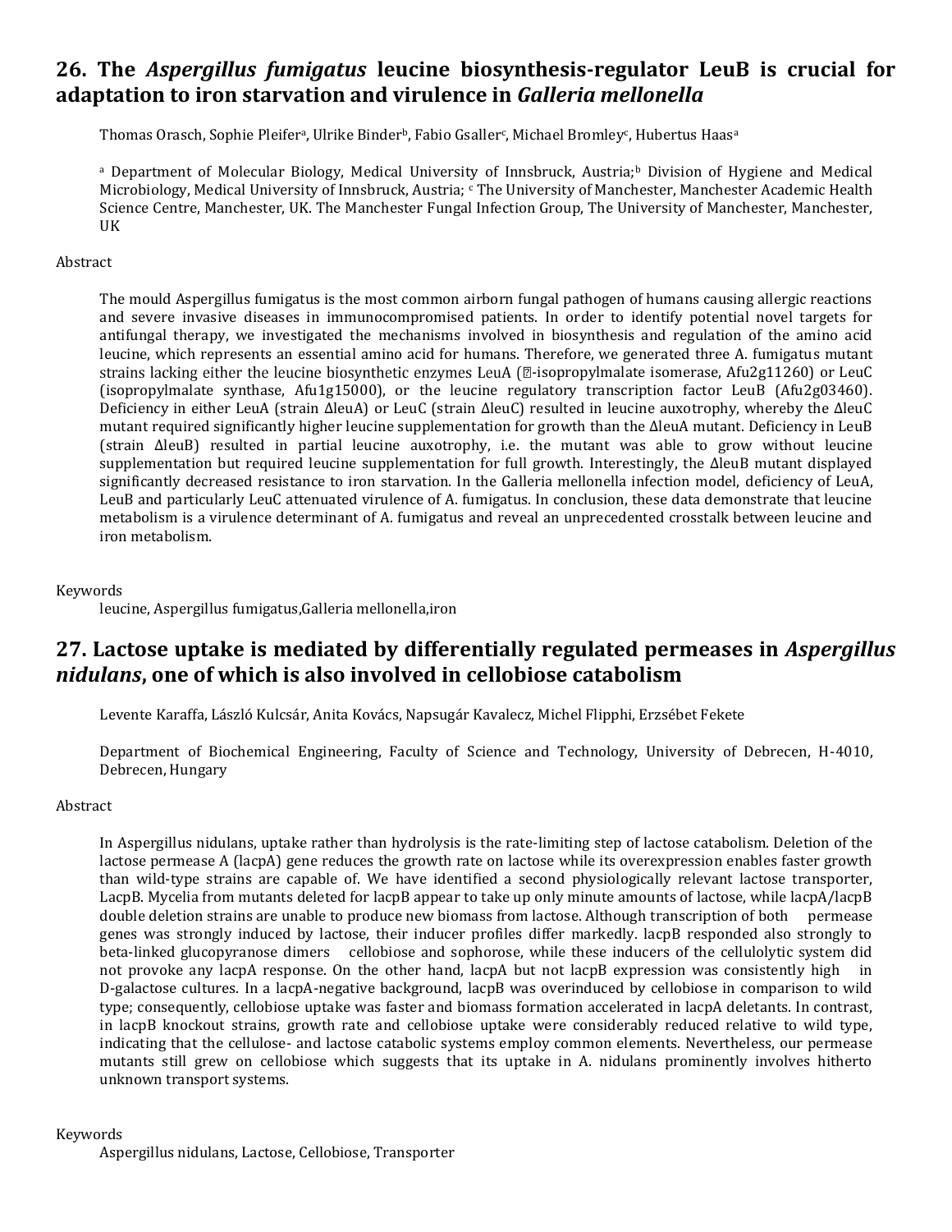## 26. The *Aspergillus fumigatus* leucine biosynthesis-regulator LeuB is crucial for adaptation to iron starvation and virulence in *Galleria mellonella*

Thomas Orasch, Sophie Pleifer[a], Ulrike Binder[b], Fabio Gsaller[c], Michael Bromley[c], Hubertus Haas[a]

[a] Department of Molecular Biology, Medical University of Innsbruck, Austria; [b] Division of Hygiene and Medical Microbiology, Medical University of Innsbruck, Austria; [c] The University of Manchester, Manchester Academic Health Science Centre, Manchester, UK. The Manchester Fungal Infection Group, The University of Manchester, Manchester, UK

Abstract

The mould Aspergillus fumigatus is the most common airborn fungal pathogen of humans causing allergic reactions and severe invasive diseases in immunocompromised patients. In order to identify potential novel targets for antifungal therapy, we investigated the mechanisms involved in biosynthesis and regulation of the amino acid leucine, which represents an essential amino acid for humans. Therefore, we generated three A. fumigatus mutant strains lacking either the leucine biosynthetic enzymes LeuA (?-isopropylmalate isomerase, Afu2g11260) or LeuC (isopropylmalate synthase, Afu1g15000), or the leucine regulatory transcription factor LeuB (Afu2g03460). Deficiency in either LeuA (strain ΔleuA) or LeuC (strain ΔleuC) resulted in leucine auxotrophy, whereby the ΔleuC mutant required significantly higher leucine supplementation for growth than the ΔleuA mutant. Deficiency in LeuB (strain ΔleuB) resulted in partial leucine auxotrophy, i.e. the mutant was able to grow without leucine supplementation but required leucine supplementation for full growth. Interestingly, the ΔleuB mutant displayed significantly decreased resistance to iron starvation. In the Galleria mellonella infection model, deficiency of LeuA, LeuB and particularly LeuC attenuated virulence of A. fumigatus. In conclusion, these data demonstrate that leucine metabolism is a virulence determinant of A. fumigatus and reveal an unprecedented crosstalk between leucine and iron metabolism.

Keywords
leucine, Aspergillus fumigatus,Galleria mellonella,iron

## 27. Lactose uptake is mediated by differentially regulated permeases in *Aspergillus nidulans*, one of which is also involved in cellobiose catabolism

Levente Karaffa, László Kulcsár, Anita Kovács, Napsugár Kavalecz, Michel Flipphi, Erzsébet Fekete

Department of Biochemical Engineering, Faculty of Science and Technology, University of Debrecen, H-4010, Debrecen, Hungary

Abstract

In Aspergillus nidulans, uptake rather than hydrolysis is the rate-limiting step of lactose catabolism. Deletion of the lactose permease A (lacpA) gene reduces the growth rate on lactose while its overexpression enables faster growth than wild-type strains are capable of. We have identified a second physiologically relevant lactose transporter, LacpB. Mycelia from mutants deleted for lacpB appear to take up only minute amounts of lactose, while lacpA/lacpB double deletion strains are unable to produce new biomass from lactose. Although transcription of both permease genes was strongly induced by lactose, their inducer profiles differ markedly. lacpB responded also strongly to beta-linked glucopyranose dimers cellobiose and sophorose, while these inducers of the cellulolytic system did not provoke any lacpA response. On the other hand, lacpA but not lacpB expression was consistently high in D-galactose cultures. In a lacpA-negative background, lacpB was overinduced by cellobiose in comparison to wild type; consequently, cellobiose uptake was faster and biomass formation accelerated in lacpA deletants. In contrast, in lacpB knockout strains, growth rate and cellobiose uptake were considerably reduced relative to wild type, indicating that the cellulose- and lactose catabolic systems employ common elements. Nevertheless, our permease mutants still grew on cellobiose which suggests that its uptake in A. nidulans prominently involves hitherto unknown transport systems.

Keywords
Aspergillus nidulans, Lactose, Cellobiose, Transporter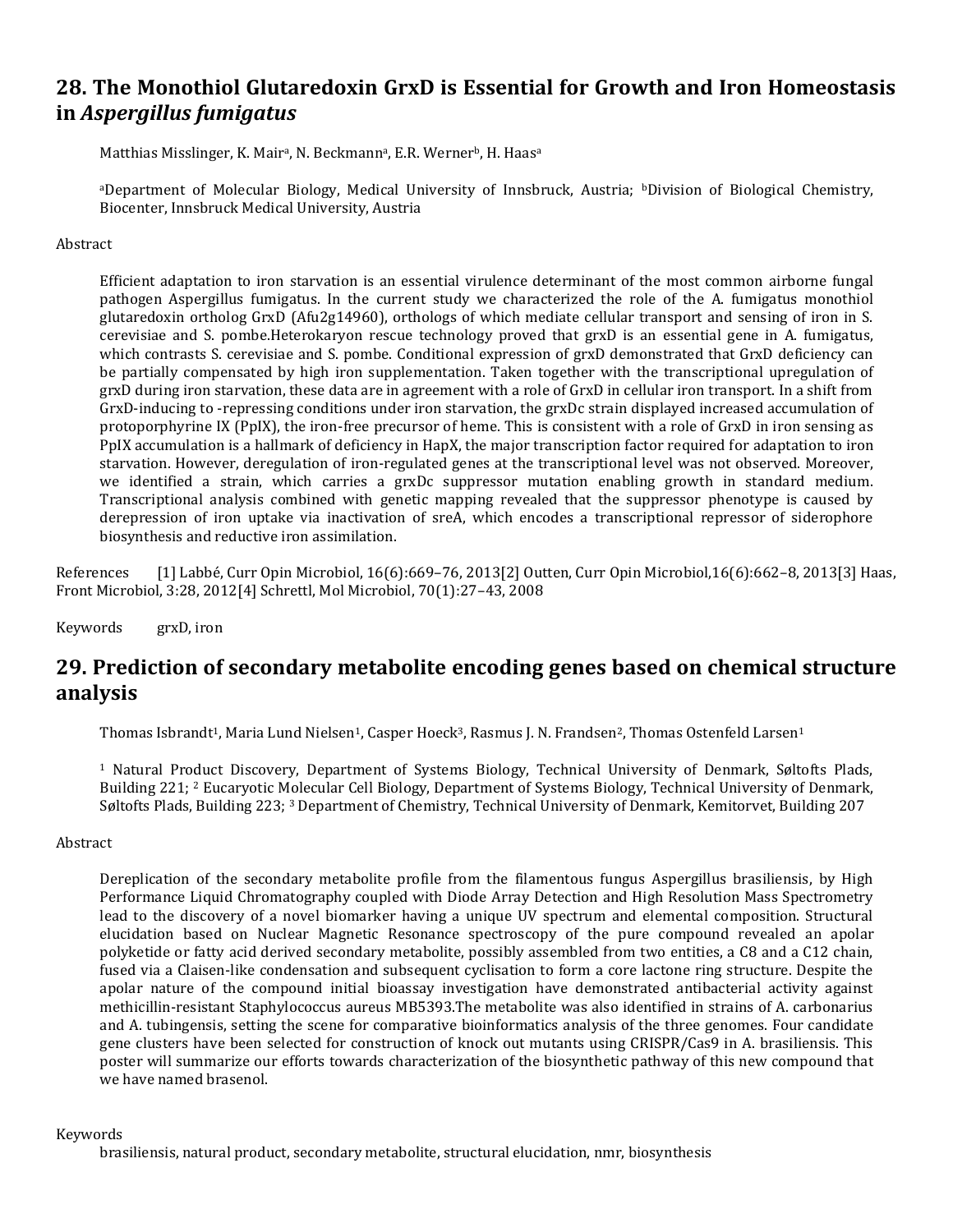## 28. The Monothiol Glutaredoxin GrxD is Essential for Growth and Iron Homeostasis in *Aspergillus fumigatus*

Matthias Misslinger, K. Mair[a], N. Beckmann[a], E.R. Werner[b], H. Haas[a]

[a]Department of Molecular Biology, Medical University of Innsbruck, Austria; [b]Division of Biological Chemistry, Biocenter, Innsbruck Medical University, Austria

Abstract

Efficient adaptation to iron starvation is an essential virulence determinant of the most common airborne fungal pathogen Aspergillus fumigatus. In the current study we characterized the role of the A. fumigatus monothiol glutaredoxin ortholog GrxD (Afu2g14960), orthologs of which mediate cellular transport and sensing of iron in S. cerevisiae and S. pombe.Heterokaryon rescue technology proved that grxD is an essential gene in A. fumigatus, which contrasts S. cerevisiae and S. pombe. Conditional expression of grxD demonstrated that GrxD deficiency can be partially compensated by high iron supplementation. Taken together with the transcriptional upregulation of grxD during iron starvation, these data are in agreement with a role of GrxD in cellular iron transport. In a shift from GrxD-inducing to -repressing conditions under iron starvation, the grxDc strain displayed increased accumulation of protoporphyrine IX (PpIX), the iron-free precursor of heme. This is consistent with a role of GrxD in iron sensing as PpIX accumulation is a hallmark of deficiency in HapX, the major transcription factor required for adaptation to iron starvation. However, deregulation of iron-regulated genes at the transcriptional level was not observed. Moreover, we identified a strain, which carries a grxDc suppressor mutation enabling growth in standard medium. Transcriptional analysis combined with genetic mapping revealed that the suppressor phenotype is caused by derepression of iron uptake via inactivation of sreA, which encodes a transcriptional repressor of siderophore biosynthesis and reductive iron assimilation.

References [1] Labbé, Curr Opin Microbiol, 16(6):669–76, 2013[2] Outten, Curr Opin Microbiol,16(6):662–8, 2013[3] Haas, Front Microbiol, 3:28, 2012[4] Schrettl, Mol Microbiol, 70(1):27–43, 2008

Keywords grxD, iron

## 29. Prediction of secondary metabolite encoding genes based on chemical structure analysis

Thomas Isbrandt[1], Maria Lund Nielsen[1], Casper Hoeck[3], Rasmus J. N. Frandsen[2], Thomas Ostenfeld Larsen[1]

[1] Natural Product Discovery, Department of Systems Biology, Technical University of Denmark, Søltofts Plads, Building 221; [2] Eucaryotic Molecular Cell Biology, Department of Systems Biology, Technical University of Denmark, Søltofts Plads, Building 223; [3] Department of Chemistry, Technical University of Denmark, Kemitorvet, Building 207

Abstract

Dereplication of the secondary metabolite profile from the filamentous fungus Aspergillus brasiliensis, by High Performance Liquid Chromatography coupled with Diode Array Detection and High Resolution Mass Spectrometry lead to the discovery of a novel biomarker having a unique UV spectrum and elemental composition. Structural elucidation based on Nuclear Magnetic Resonance spectroscopy of the pure compound revealed an apolar polyketide or fatty acid derived secondary metabolite, possibly assembled from two entities, a C8 and a C12 chain, fused via a Claisen-like condensation and subsequent cyclisation to form a core lactone ring structure. Despite the apolar nature of the compound initial bioassay investigation have demonstrated antibacterial activity against methicillin-resistant Staphylococcus aureus MB5393.The metabolite was also identified in strains of A. carbonarius and A. tubingensis, setting the scene for comparative bioinformatics analysis of the three genomes. Four candidate gene clusters have been selected for construction of knock out mutants using CRISPR/Cas9 in A. brasiliensis. This poster will summarize our efforts towards characterization of the biosynthetic pathway of this new compound that we have named brasenol.

Keywords

brasiliensis, natural product, secondary metabolite, structural elucidation, nmr, biosynthesis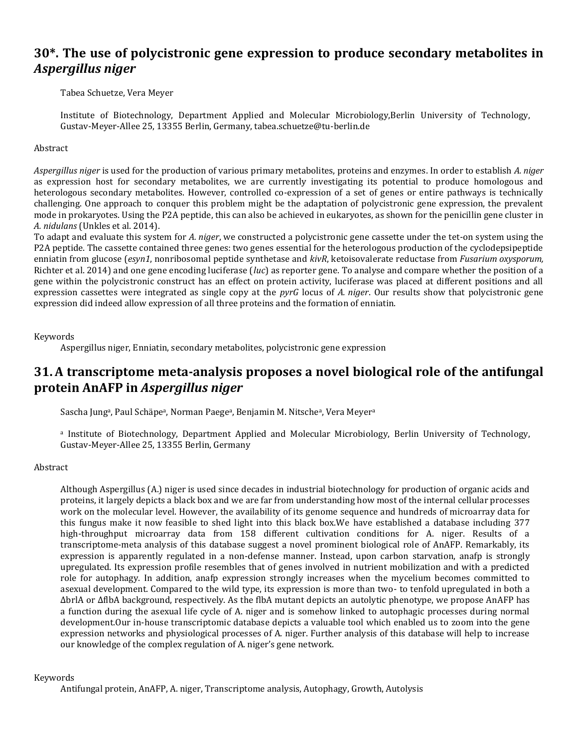## 30*. The use of polycistronic gene expression to produce secondary metabolites in *Aspergillus niger*

Tabea Schuetze, Vera Meyer

Institute of Biotechnology, Department Applied and Molecular Microbiology,Berlin University of Technology, Gustav-Meyer-Allee 25, 13355 Berlin, Germany, tabea.schuetze@tu-berlin.de

Abstract

*Aspergillus niger* is used for the production of various primary metabolites, proteins and enzymes. In order to establish *A. niger* as expression host for secondary metabolites, we are currently investigating its potential to produce homologous and heterologous secondary metabolites. However, controlled co-expression of a set of genes or entire pathways is technically challenging. One approach to conquer this problem might be the adaptation of polycistronic gene expression, the prevalent mode in prokaryotes. Using the P2A peptide, this can also be achieved in eukaryotes, as shown for the penicillin gene cluster in *A. nidulans* (Unkles et al. 2014).
To adapt and evaluate this system for *A. niger*, we constructed a polycistronic gene cassette under the tet-on system using the P2A peptide. The cassette contained three genes: two genes essential for the heterologous production of the cyclodepsipeptide enniatin from glucose (*esyn1*, nonribosomal peptide synthetase and *kivR*, ketoisovalerate reductase from *Fusarium oxysporum,* Richter et al. 2014) and one gene encoding luciferase (*luc*) as reporter gene. To analyse and compare whether the position of a gene within the polycistronic construct has an effect on protein activity, luciferase was placed at different positions and all expression cassettes were integrated as single copy at the *pyrG* locus of *A. niger*. Our results show that polycistronic gene expression did indeed allow expression of all three proteins and the formation of enniatin.

Keywords

Aspergillus niger, Enniatin, secondary metabolites, polycistronic gene expression

## 31. A transcriptome meta-analysis proposes a novel biological role of the antifungal protein AnAFP in *Aspergillus niger*

Sascha Jung[a], Paul Schäpe[a], Norman Paege[a], Benjamin M. Nitsche[a], Vera Meyer[a]

[a] Institute of Biotechnology, Department Applied and Molecular Microbiology, Berlin University of Technology, Gustav-Meyer-Allee 25, 13355 Berlin, Germany

Abstract

Although Aspergillus (A.) niger is used since decades in industrial biotechnology for production of organic acids and proteins, it largely depicts a black box and we are far from understanding how most of the internal cellular processes work on the molecular level. However, the availability of its genome sequence and hundreds of microarray data for this fungus make it now feasible to shed light into this black box.We have established a database including 377 high-throughput microarray data from 158 different cultivation conditions for A. niger. Results of a transcriptome-meta analysis of this database suggest a novel prominent biological role of AnAFP. Remarkably, its expression is apparently regulated in a non-defense manner. Instead, upon carbon starvation, anafp is strongly upregulated. Its expression profile resembles that of genes involved in nutrient mobilization and with a predicted role for autophagy. In addition, anafp expression strongly increases when the mycelium becomes committed to asexual development. Compared to the wild type, its expression is more than two- to tenfold upregulated in both a ΔbrlA or ΔflbA background, respectively. As the flbA mutant depicts an autolytic phenotype, we propose AnAFP has a function during the asexual life cycle of A. niger and is somehow linked to autophagic processes during normal development.Our in-house transcriptomic database depicts a valuable tool which enabled us to zoom into the gene expression networks and physiological processes of A. niger. Further analysis of this database will help to increase our knowledge of the complex regulation of A. niger's gene network.

Keywords

Antifungal protein, AnAFP, A. niger, Transcriptome analysis, Autophagy, Growth, Autolysis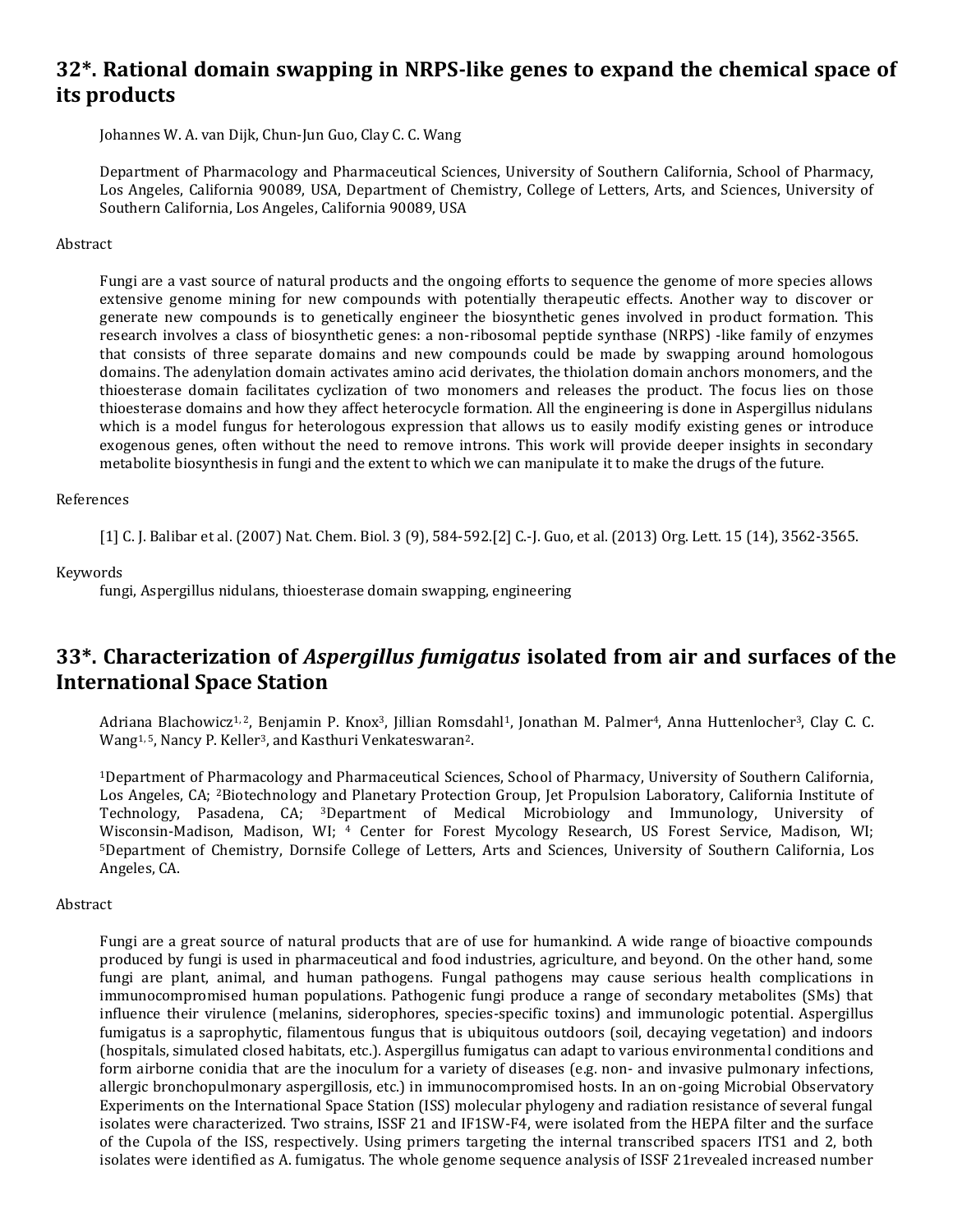## 32*. Rational domain swapping in NRPS-like genes to expand the chemical space of its products

Johannes W. A. van Dijk, Chun-Jun Guo, Clay C. C. Wang

Department of Pharmacology and Pharmaceutical Sciences, University of Southern California, School of Pharmacy, Los Angeles, California 90089, USA, Department of Chemistry, College of Letters, Arts, and Sciences, University of Southern California, Los Angeles, California 90089, USA

Abstract

Fungi are a vast source of natural products and the ongoing efforts to sequence the genome of more species allows extensive genome mining for new compounds with potentially therapeutic effects. Another way to discover or generate new compounds is to genetically engineer the biosynthetic genes involved in product formation. This research involves a class of biosynthetic genes: a non-ribosomal peptide synthase (NRPS) -like family of enzymes that consists of three separate domains and new compounds could be made by swapping around homologous domains. The adenylation domain activates amino acid derivates, the thiolation domain anchors monomers, and the thioesterase domain facilitates cyclization of two monomers and releases the product. The focus lies on those thioesterase domains and how they affect heterocycle formation. All the engineering is done in Aspergillus nidulans which is a model fungus for heterologous expression that allows us to easily modify existing genes or introduce exogenous genes, often without the need to remove introns. This work will provide deeper insights in secondary metabolite biosynthesis in fungi and the extent to which we can manipulate it to make the drugs of the future.

References

[1] C. J. Balibar et al. (2007) Nat. Chem. Biol. 3 (9), 584-592.[2] C.-J. Guo, et al. (2013) Org. Lett. 15 (14), 3562-3565.

Keywords

fungi, Aspergillus nidulans, thioesterase domain swapping, engineering

## 33*. Characterization of *Aspergillus fumigatus* isolated from air and surfaces of the International Space Station

Adriana Blachowicz[1, 2], Benjamin P. Knox[3], Jillian Romsdahl[1], Jonathan M. Palmer[4], Anna Huttenlocher[3], Clay C. C. Wang[1, 5], Nancy P. Keller[3], and Kasthuri Venkateswaran[2].

[1]Department of Pharmacology and Pharmaceutical Sciences, School of Pharmacy, University of Southern California, Los Angeles, CA; [2]Biotechnology and Planetary Protection Group, Jet Propulsion Laboratory, California Institute of Technology, Pasadena, CA; [3]Department of Medical Microbiology and Immunology, University of Wisconsin-Madison, Madison, WI; [4] Center for Forest Mycology Research, US Forest Service, Madison, WI; [5]Department of Chemistry, Dornsife College of Letters, Arts and Sciences, University of Southern California, Los Angeles, CA.

Abstract

Fungi are a great source of natural products that are of use for humankind. A wide range of bioactive compounds produced by fungi is used in pharmaceutical and food industries, agriculture, and beyond. On the other hand, some fungi are plant, animal, and human pathogens. Fungal pathogens may cause serious health complications in immunocompromised human populations. Pathogenic fungi produce a range of secondary metabolites (SMs) that influence their virulence (melanins, siderophores, species-specific toxins) and immunologic potential. Aspergillus fumigatus is a saprophytic, filamentous fungus that is ubiquitous outdoors (soil, decaying vegetation) and indoors (hospitals, simulated closed habitats, etc.). Aspergillus fumigatus can adapt to various environmental conditions and form airborne conidia that are the inoculum for a variety of diseases (e.g. non- and invasive pulmonary infections, allergic bronchopulmonary aspergillosis, etc.) in immunocompromised hosts. In an on-going Microbial Observatory Experiments on the International Space Station (ISS) molecular phylogeny and radiation resistance of several fungal isolates were characterized. Two strains, ISSF 21 and IF1SW-F4, were isolated from the HEPA filter and the surface of the Cupola of the ISS, respectively. Using primers targeting the internal transcribed spacers ITS1 and 2, both isolates were identified as A. fumigatus. The whole genome sequence analysis of ISSF 21revealed increased number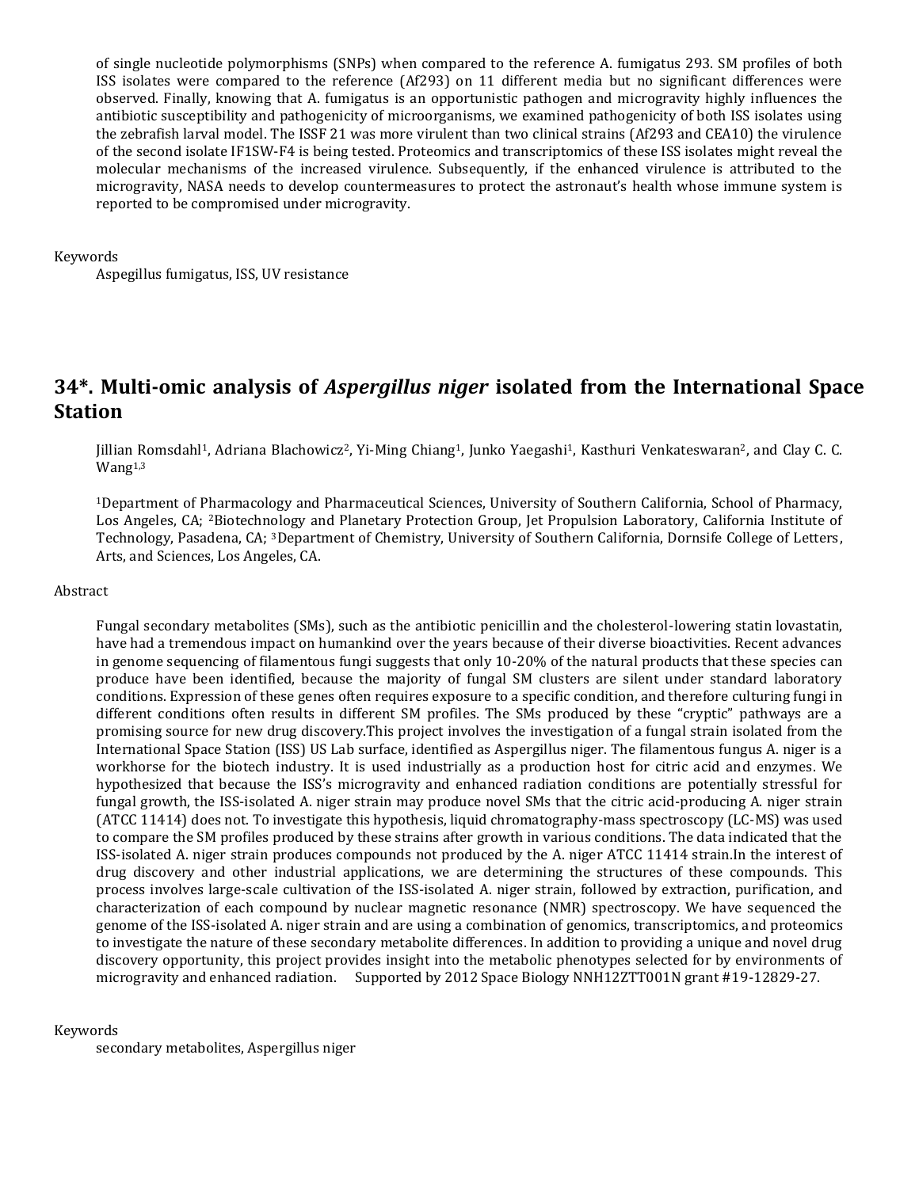of single nucleotide polymorphisms (SNPs) when compared to the reference A. fumigatus 293. SM profiles of both ISS isolates were compared to the reference (Af293) on 11 different media but no significant differences were observed. Finally, knowing that A. fumigatus is an opportunistic pathogen and microgravity highly influences the antibiotic susceptibility and pathogenicity of microorganisms, we examined pathogenicity of both ISS isolates using the zebrafish larval model. The ISSF 21 was more virulent than two clinical strains (Af293 and CEA10) the virulence of the second isolate IF1SW-F4 is being tested. Proteomics and transcriptomics of these ISS isolates might reveal the molecular mechanisms of the increased virulence. Subsequently, if the enhanced virulence is attributed to the microgravity, NASA needs to develop countermeasures to protect the astronaut's health whose immune system is reported to be compromised under microgravity.

Keywords

Aspegillus fumigatus, ISS, UV resistance

## 34*. Multi-omic analysis of *Aspergillus niger* isolated from the International Space Station

Jillian Romsdahl[1], Adriana Blachowicz[2], Yi-Ming Chiang[1], Junko Yaegashi[1], Kasthuri Venkateswaran[2], and Clay C. C. Wang[1,3]

[1]Department of Pharmacology and Pharmaceutical Sciences, University of Southern California, School of Pharmacy, Los Angeles, CA; [2]Biotechnology and Planetary Protection Group, Jet Propulsion Laboratory, California Institute of Technology, Pasadena, CA; [3]Department of Chemistry, University of Southern California, Dornsife College of Letters, Arts, and Sciences, Los Angeles, CA.

Abstract

Fungal secondary metabolites (SMs), such as the antibiotic penicillin and the cholesterol-lowering statin lovastatin, have had a tremendous impact on humankind over the years because of their diverse bioactivities. Recent advances in genome sequencing of filamentous fungi suggests that only 10-20% of the natural products that these species can produce have been identified, because the majority of fungal SM clusters are silent under standard laboratory conditions. Expression of these genes often requires exposure to a specific condition, and therefore culturing fungi in different conditions often results in different SM profiles. The SMs produced by these "cryptic" pathways are a promising source for new drug discovery.This project involves the investigation of a fungal strain isolated from the International Space Station (ISS) US Lab surface, identified as Aspergillus niger. The filamentous fungus A. niger is a workhorse for the biotech industry. It is used industrially as a production host for citric acid and enzymes. We hypothesized that because the ISS's microgravity and enhanced radiation conditions are potentially stressful for fungal growth, the ISS-isolated A. niger strain may produce novel SMs that the citric acid-producing A. niger strain (ATCC 11414) does not. To investigate this hypothesis, liquid chromatography-mass spectroscopy (LC-MS) was used to compare the SM profiles produced by these strains after growth in various conditions. The data indicated that the ISS-isolated A. niger strain produces compounds not produced by the A. niger ATCC 11414 strain.In the interest of drug discovery and other industrial applications, we are determining the structures of these compounds. This process involves large-scale cultivation of the ISS-isolated A. niger strain, followed by extraction, purification, and characterization of each compound by nuclear magnetic resonance (NMR) spectroscopy. We have sequenced the genome of the ISS-isolated A. niger strain and are using a combination of genomics, transcriptomics, and proteomics to investigate the nature of these secondary metabolite differences. In addition to providing a unique and novel drug discovery opportunity, this project provides insight into the metabolic phenotypes selected for by environments of microgravity and enhanced radiation. Supported by 2012 Space Biology NNH12ZTT001N grant #19-12829-27.

Keywords

secondary metabolites, Aspergillus niger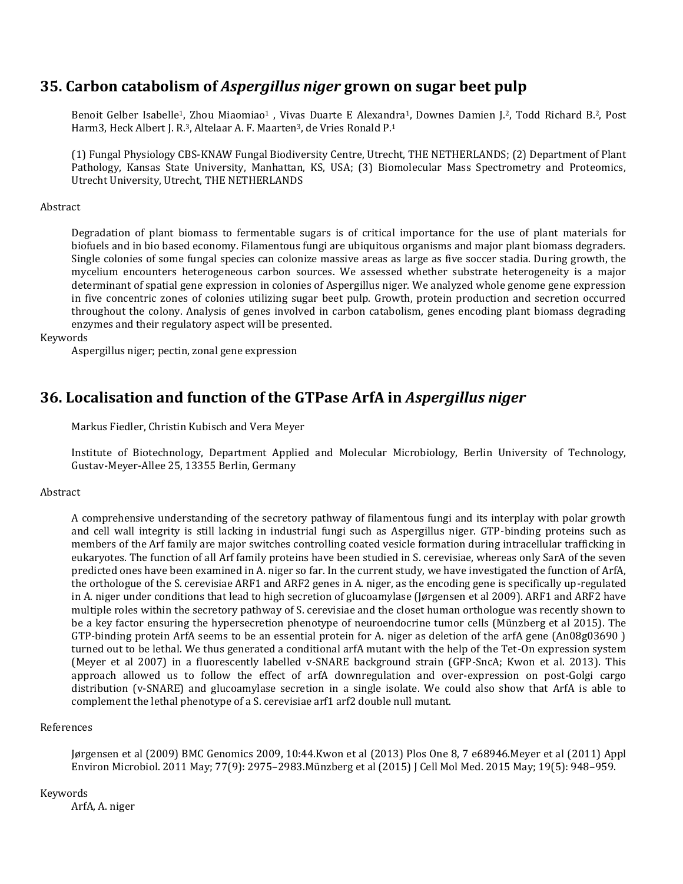## 35. Carbon catabolism of *Aspergillus niger* grown on sugar beet pulp

Benoit Gelber Isabelle[1], Zhou Miaomiao[1] , Vivas Duarte E Alexandra[1], Downes Damien J.[2], Todd Richard B.[2], Post Harm3, Heck Albert J. R.[3], Altelaar A. F. Maarten[3], de Vries Ronald P.[1]

(1) Fungal Physiology CBS-KNAW Fungal Biodiversity Centre, Utrecht, THE NETHERLANDS; (2) Department of Plant Pathology, Kansas State University, Manhattan, KS, USA; (3) Biomolecular Mass Spectrometry and Proteomics, Utrecht University, Utrecht, THE NETHERLANDS

Abstract

Degradation of plant biomass to fermentable sugars is of critical importance for the use of plant materials for biofuels and in bio based economy. Filamentous fungi are ubiquitous organisms and major plant biomass degraders. Single colonies of some fungal species can colonize massive areas as large as five soccer stadia. During growth, the mycelium encounters heterogeneous carbon sources. We assessed whether substrate heterogeneity is a major determinant of spatial gene expression in colonies of Aspergillus niger. We analyzed whole genome gene expression in five concentric zones of colonies utilizing sugar beet pulp. Growth, protein production and secretion occurred throughout the colony. Analysis of genes involved in carbon catabolism, genes encoding plant biomass degrading enzymes and their regulatory aspect will be presented.

Keywords

Aspergillus niger; pectin, zonal gene expression

## 36. Localisation and function of the GTPase ArfA in *Aspergillus niger*

Markus Fiedler, Christin Kubisch and Vera Meyer

Institute of Biotechnology, Department Applied and Molecular Microbiology, Berlin University of Technology, Gustav-Meyer-Allee 25, 13355 Berlin, Germany

Abstract

A comprehensive understanding of the secretory pathway of filamentous fungi and its interplay with polar growth and cell wall integrity is still lacking in industrial fungi such as Aspergillus niger. GTP-binding proteins such as members of the Arf family are major switches controlling coated vesicle formation during intracellular trafficking in eukaryotes. The function of all Arf family proteins have been studied in S. cerevisiae, whereas only SarA of the seven predicted ones have been examined in A. niger so far. In the current study, we have investigated the function of ArfA, the orthologue of the S. cerevisiae ARF1 and ARF2 genes in A. niger, as the encoding gene is specifically up-regulated in A. niger under conditions that lead to high secretion of glucoamylase (Jørgensen et al 2009). ARF1 and ARF2 have multiple roles within the secretory pathway of S. cerevisiae and the closet human orthologue was recently shown to be a key factor ensuring the hypersecretion phenotype of neuroendocrine tumor cells (Münzberg et al 2015). The GTP-binding protein ArfA seems to be an essential protein for A. niger as deletion of the arfA gene (An08g03690 ) turned out to be lethal. We thus generated a conditional arfA mutant with the help of the Tet-On expression system (Meyer et al 2007) in a fluorescently labelled v-SNARE background strain (GFP-SncA; Kwon et al. 2013). This approach allowed us to follow the effect of arfA downregulation and over-expression on post-Golgi cargo distribution (v-SNARE) and glucoamylase secretion in a single isolate. We could also show that ArfA is able to complement the lethal phenotype of a S. cerevisiae arf1 arf2 double null mutant.

References

Jørgensen et al (2009) BMC Genomics 2009, 10:44.Kwon et al (2013) Plos One 8, 7 e68946.Meyer et al (2011) Appl Environ Microbiol. 2011 May; 77(9): 2975–2983.Münzberg et al (2015) J Cell Mol Med. 2015 May; 19(5): 948–959.

Keywords

ArfA, A. niger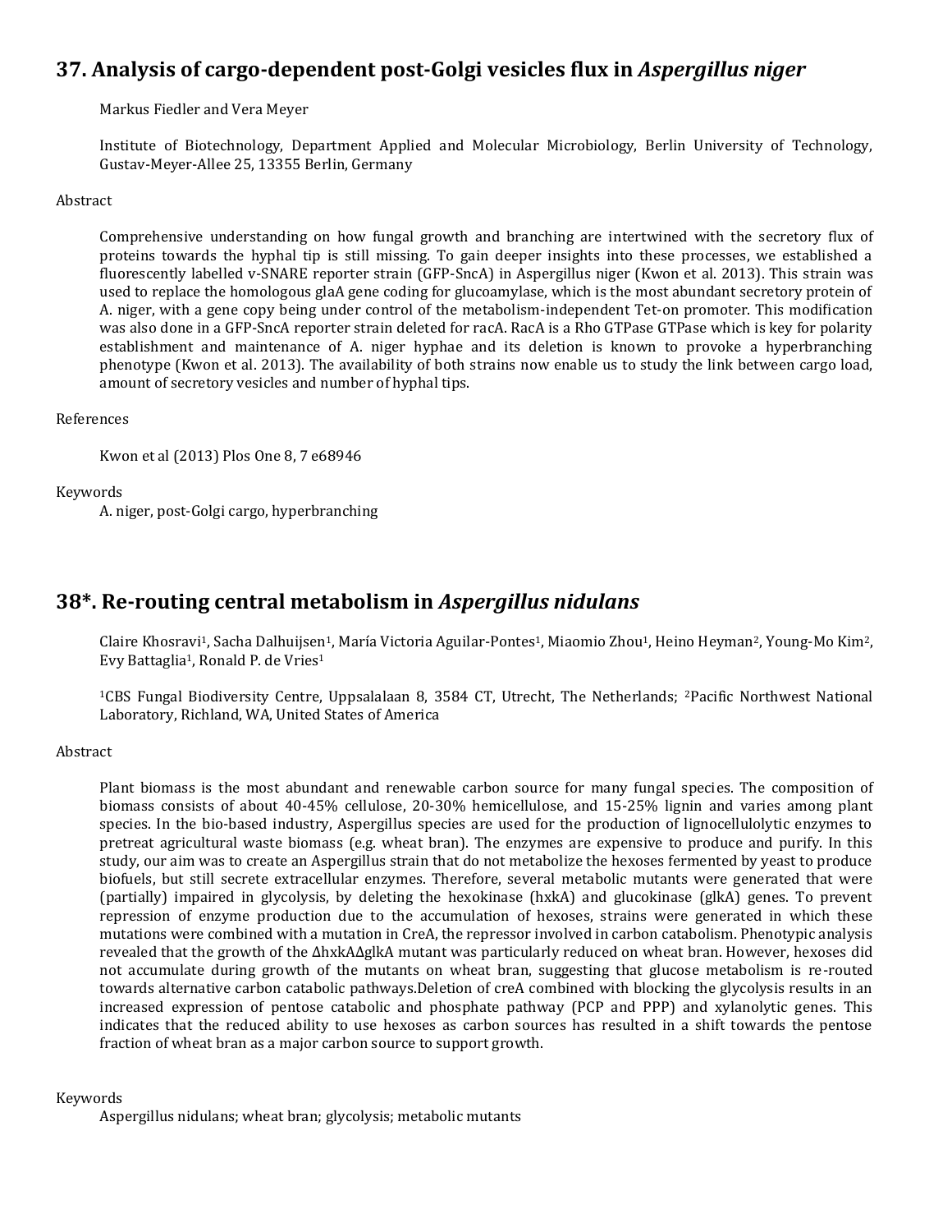## 37. Analysis of cargo-dependent post-Golgi vesicles flux in *Aspergillus niger*

Markus Fiedler and Vera Meyer

Institute of Biotechnology, Department Applied and Molecular Microbiology, Berlin University of Technology, Gustav-Meyer-Allee 25, 13355 Berlin, Germany

Abstract

Comprehensive understanding on how fungal growth and branching are intertwined with the secretory flux of proteins towards the hyphal tip is still missing. To gain deeper insights into these processes, we established a fluorescently labelled v-SNARE reporter strain (GFP-SncA) in Aspergillus niger (Kwon et al. 2013). This strain was used to replace the homologous glaA gene coding for glucoamylase, which is the most abundant secretory protein of A. niger, with a gene copy being under control of the metabolism-independent Tet-on promoter. This modification was also done in a GFP-SncA reporter strain deleted for racA. RacA is a Rho GTPase GTPase which is key for polarity establishment and maintenance of A. niger hyphae and its deletion is known to provoke a hyperbranching phenotype (Kwon et al. 2013). The availability of both strains now enable us to study the link between cargo load, amount of secretory vesicles and number of hyphal tips.

References

Kwon et al (2013) Plos One 8, 7 e68946

Keywords

A. niger, post-Golgi cargo, hyperbranching

## 38*. Re-routing central metabolism in *Aspergillus nidulans*

Claire Khosravi[1], Sacha Dalhuijsen[1], María Victoria Aguilar-Pontes[1], Miaomio Zhou[1], Heino Heyman[2], Young-Mo Kim[2], Evy Battaglia[1], Ronald P. de Vries[1]

[1]CBS Fungal Biodiversity Centre, Uppsalalaan 8, 3584 CT, Utrecht, The Netherlands; [2]Pacific Northwest National Laboratory, Richland, WA, United States of America

Abstract

Plant biomass is the most abundant and renewable carbon source for many fungal species. The composition of biomass consists of about 40-45% cellulose, 20-30% hemicellulose, and 15-25% lignin and varies among plant species. In the bio-based industry, Aspergillus species are used for the production of lignocellulolytic enzymes to pretreat agricultural waste biomass (e.g. wheat bran). The enzymes are expensive to produce and purify. In this study, our aim was to create an Aspergillus strain that do not metabolize the hexoses fermented by yeast to produce biofuels, but still secrete extracellular enzymes. Therefore, several metabolic mutants were generated that were (partially) impaired in glycolysis, by deleting the hexokinase (hxkA) and glucokinase (glkA) genes. To prevent repression of enzyme production due to the accumulation of hexoses, strains were generated in which these mutations were combined with a mutation in CreA, the repressor involved in carbon catabolism. Phenotypic analysis revealed that the growth of the ΔhxkAΔglkA mutant was particularly reduced on wheat bran. However, hexoses did not accumulate during growth of the mutants on wheat bran, suggesting that glucose metabolism is re-routed towards alternative carbon catabolic pathways.Deletion of creA combined with blocking the glycolysis results in an increased expression of pentose catabolic and phosphate pathway (PCP and PPP) and xylanolytic genes. This indicates that the reduced ability to use hexoses as carbon sources has resulted in a shift towards the pentose fraction of wheat bran as a major carbon source to support growth.

Keywords

Aspergillus nidulans; wheat bran; glycolysis; metabolic mutants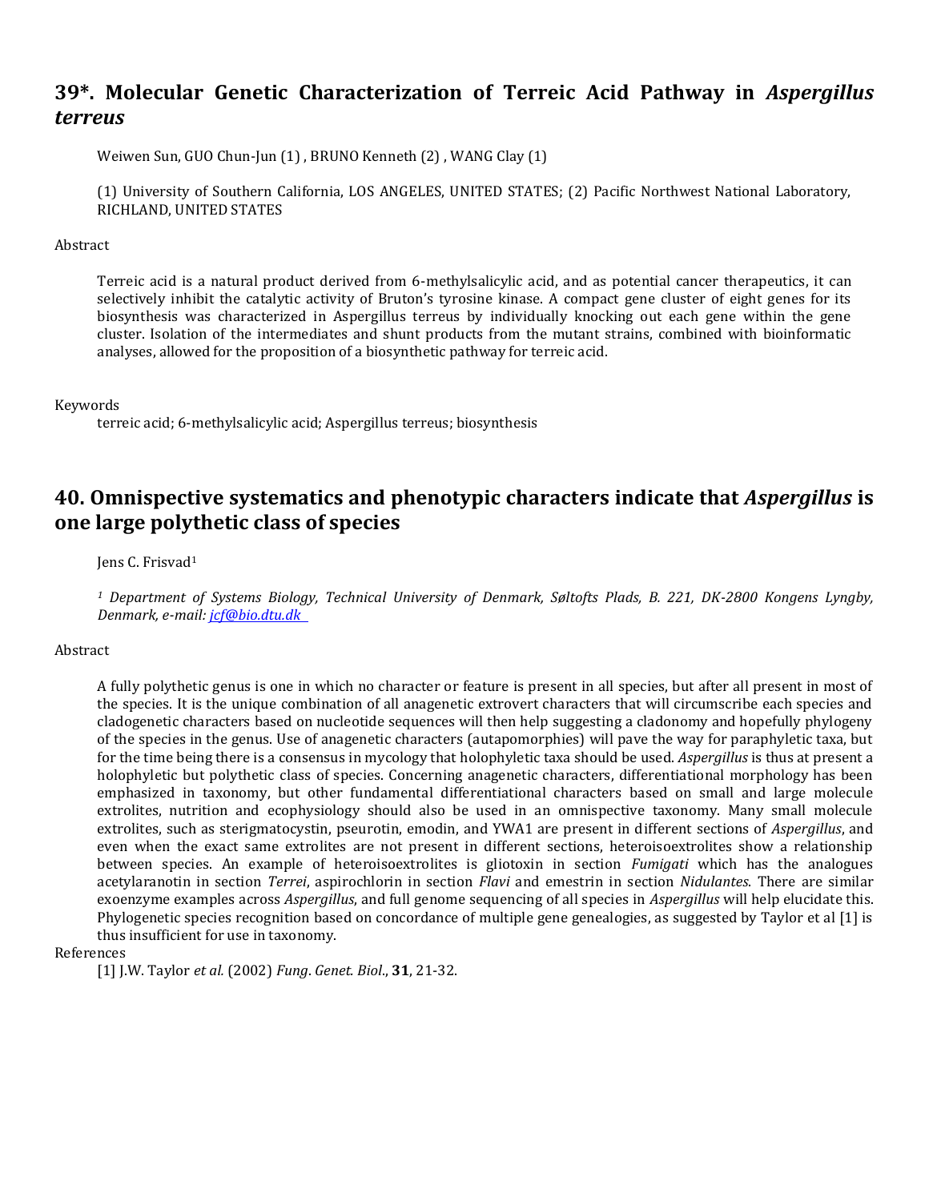## 39*. Molecular Genetic Characterization of Terreic Acid Pathway in *Aspergillus terreus*

Weiwen Sun, GUO Chun-Jun (1) , BRUNO Kenneth (2) , WANG Clay (1)

(1) University of Southern California, LOS ANGELES, UNITED STATES; (2) Pacific Northwest National Laboratory, RICHLAND, UNITED STATES

Abstract

Terreic acid is a natural product derived from 6-methylsalicylic acid, and as potential cancer therapeutics, it can selectively inhibit the catalytic activity of Bruton's tyrosine kinase. A compact gene cluster of eight genes for its biosynthesis was characterized in Aspergillus terreus by individually knocking out each gene within the gene cluster. Isolation of the intermediates and shunt products from the mutant strains, combined with bioinformatic analyses, allowed for the proposition of a biosynthetic pathway for terreic acid.

Keywords

terreic acid; 6-methylsalicylic acid; Aspergillus terreus; biosynthesis

## 40. Omnispective systematics and phenotypic characters indicate that *Aspergillus* is one large polythetic class of species

Jens C. Frisvad[1]

*[1] Department of Systems Biology, Technical University of Denmark, Søltofts Plads, B. 221, DK-2800 Kongens Lyngby, Denmark, e-mail: jcf@bio.dtu.dk*

Abstract

A fully polythetic genus is one in which no character or feature is present in all species, but after all present in most of the species. It is the unique combination of all anagenetic extrovert characters that will circumscribe each species and cladogenetic characters based on nucleotide sequences will then help suggesting a cladonomy and hopefully phylogeny of the species in the genus. Use of anagenetic characters (autapomorphies) will pave the way for paraphyletic taxa, but for the time being there is a consensus in mycology that holophyletic taxa should be used. *Aspergillus* is thus at present a holophyletic but polythetic class of species. Concerning anagenetic characters, differentiational morphology has been emphasized in taxonomy, but other fundamental differentiational characters based on small and large molecule extrolites, nutrition and ecophysiology should also be used in an omnispective taxonomy. Many small molecule extrolites, such as sterigmatocystin, pseurotin, emodin, and YWA1 are present in different sections of *Aspergillus*, and even when the exact same extrolites are not present in different sections, heteroisoextrolites show a relationship between species. An example of heteroisoextrolites is gliotoxin in section *Fumigati* which has the analogues acetylaranotin in section *Terrei*, aspirochlorin in section *Flavi* and emestrin in section *Nidulantes*. There are similar exoenzyme examples across *Aspergillus*, and full genome sequencing of all species in *Aspergillus* will help elucidate this. Phylogenetic species recognition based on concordance of multiple gene genealogies, as suggested by Taylor et al [1] is thus insufficient for use in taxonomy.

References

[1] J.W. Taylor *et al.* (2002) *Fung. Genet. Biol.*, **31**, 21-32.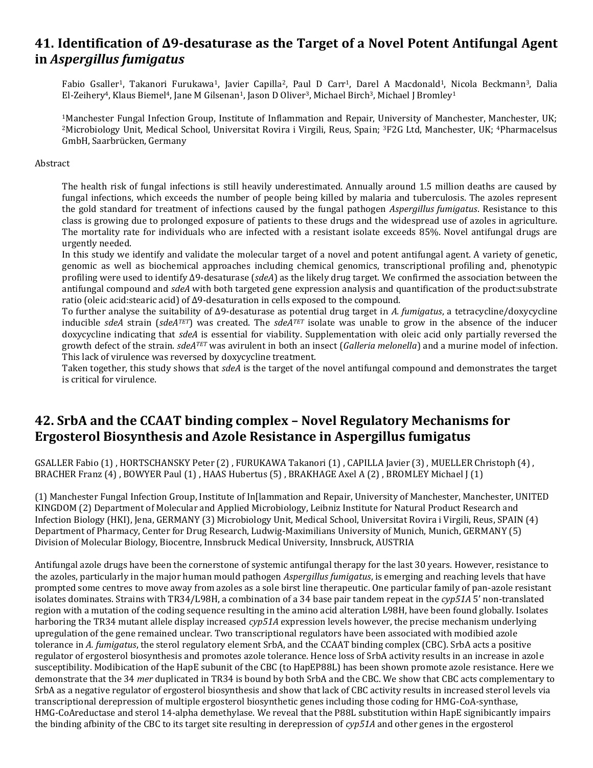## 41. Identification of Δ9-desaturase as the Target of a Novel Potent Antifungal Agent in *Aspergillus fumigatus*

Fabio Gsaller[1], Takanori Furukawa[1], Javier Capilla[2], Paul D Carr[1], Darel A Macdonald[1], Nicola Beckmann[3], Dalia El-Zeihery[4], Klaus Biemel[4], Jane M Gilsenan[1], Jason D Oliver[3], Michael Birch[3], Michael J Bromley[1]

[1]Manchester Fungal Infection Group, Institute of Inflammation and Repair, University of Manchester, Manchester, UK; [2]Microbiology Unit, Medical School, Universitat Rovira i Virgili, Reus, Spain; [3]F2G Ltd, Manchester, UK; [4]Pharmacelsus GmbH, Saarbrücken, Germany

Abstract

The health risk of fungal infections is still heavily underestimated. Annually around 1.5 million deaths are caused by fungal infections, which exceeds the number of people being killed by malaria and tuberculosis. The azoles represent the gold standard for treatment of infections caused by the fungal pathogen *Aspergillus fumigatus*. Resistance to this class is growing due to prolonged exposure of patients to these drugs and the widespread use of azoles in agriculture. The mortality rate for individuals who are infected with a resistant isolate exceeds 85%. Novel antifungal drugs are urgently needed.

In this study we identify and validate the molecular target of a novel and potent antifungal agent. A variety of genetic, genomic as well as biochemical approaches including chemical genomics, transcriptional profiling and, phenotypic profiling were used to identify Δ9-desaturase (*sdeA*) as the likely drug target. We confirmed the association between the antifungal compound and *sdeA* with both targeted gene expression analysis and quantification of the product:substrate ratio (oleic acid:stearic acid) of Δ9-desaturation in cells exposed to the compound.

To further analyse the suitability of Δ9-desaturase as potential drug target in *A. fumigatus*, a tetracycline/doxycycline inducible *sdeA* strain (*sdeA*$^{TET}$) was created. The *sdeA*$^{TET}$ isolate was unable to grow in the absence of the inducer doxycycline indicating that *sdeA* is essential for viability. Supplementation with oleic acid only partially reversed the growth defect of the strain. *sdeA*$^{TET}$ was avirulent in both an insect (*Galleria melonella*) and a murine model of infection. This lack of virulence was reversed by doxycycline treatment.

Taken together, this study shows that *sdeA* is the target of the novel antifungal compound and demonstrates the target is critical for virulence.

## 42. SrbA and the CCAAT binding complex – Novel Regulatory Mechanisms for Ergosterol Biosynthesis and Azole Resistance in Aspergillus fumigatus

GSALLER Fabio (1) , HORTSCHANSKY Peter (2) , FURUKAWA Takanori (1) , CAPILLA Javier (3) , MUELLER Christoph (4) , BRACHER Franz (4) , BOWYER Paul (1) , HAAS Hubertus (5) , BRAKHAGE Axel A (2) , BROMLEY Michael J (1)

(1) Manchester Fungal Infection Group, Institute of In[lammation and Repair, University of Manchester, Manchester, UNITED KINGDOM (2) Department of Molecular and Applied Microbiology, Leibniz Institute for Natural Product Research and Infection Biology (HKI), Jena, GERMANY (3) Microbiology Unit, Medical School, Universitat Rovira i Virgili, Reus, SPAIN (4) Department of Pharmacy, Center for Drug Research, Ludwig-Maximilians University of Munich, Munich, GERMANY (5) Division of Molecular Biology, Biocentre, Innsbruck Medical University, Innsbruck, AUSTRIA

Antifungal azole drugs have been the cornerstone of systemic antifungal therapy for the last 30 years. However, resistance to the azoles, particularly in the major human mould pathogen *Aspergillus fumigatus*, is emerging and reaching levels that have prompted some centres to move away from azoles as a sole birst line therapeutic. One particular family of pan-azole resistant isolates dominates. Strains with TR34/L98H, a combination of a 34 base pair tandem repeat in the *cyp51A* 5' non-translated region with a mutation of the coding sequence resulting in the amino acid alteration L98H, have been found globally. Isolates harboring the TR34 mutant allele display increased *cyp51A* expression levels however, the precise mechanism underlying upregulation of the gene remained unclear. Two transcriptional regulators have been associated with modibied azole tolerance in *A. fumigatus*, the sterol regulatory element SrbA, and the CCAAT binding complex (CBC). SrbA acts a positive regulator of ergosterol biosynthesis and promotes azole tolerance. Hence loss of SrbA activity results in an increase in azole susceptibility. Modibication of the HapE subunit of the CBC (to HapEP88L) has been shown promote azole resistance. Here we demonstrate that the 34 *mer* duplicated in TR34 is bound by both SrbA and the CBC. We show that CBC acts complementary to SrbA as a negative regulator of ergosterol biosynthesis and show that lack of CBC activity results in increased sterol levels via transcriptional derepression of multiple ergosterol biosynthetic genes including those coding for HMG-CoA-synthase, HMG-CoAreductase and sterol 14-alpha demethylase. We reveal that the P88L substitution within HapE signibicantly impairs the binding afbinity of the CBC to its target site resulting in derepression of *cyp51A* and other genes in the ergosterol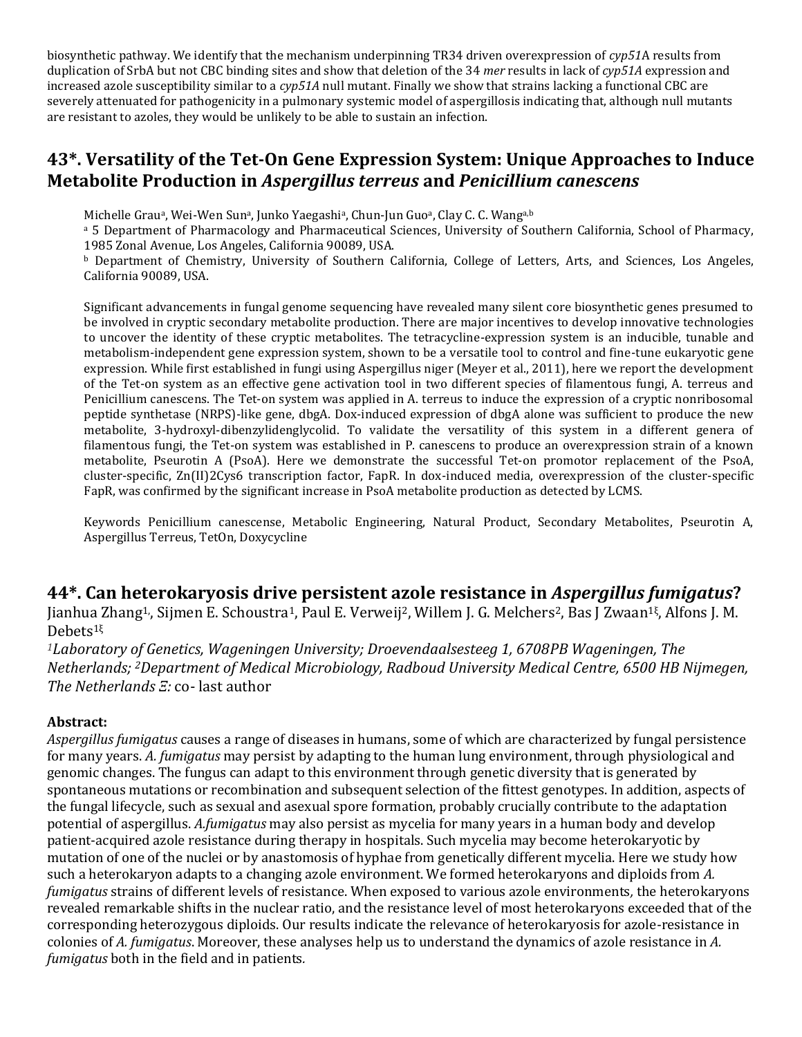biosynthetic pathway. We identify that the mechanism underpinning TR34 driven overexpression of *cyp51*A results from duplication of SrbA but not CBC binding sites and show that deletion of the 34 *mer* results in lack of *cyp51A* expression and increased azole susceptibility similar to a *cyp51A* null mutant. Finally we show that strains lacking a functional CBC are severely attenuated for pathogenicity in a pulmonary systemic model of aspergillosis indicating that, although null mutants are resistant to azoles, they would be unlikely to be able to sustain an infection.

## 43*. Versatility of the Tet-On Gene Expression System: Unique Approaches to Induce Metabolite Production in *Aspergillus terreus* and *Penicillium canescens*

Michelle Grau[a], Wei-Wen Sun[a], Junko Yaegashi[a], Chun-Jun Guo[a], Clay C. C. Wang[a,b]

[a] 5 Department of Pharmacology and Pharmaceutical Sciences, University of Southern California, School of Pharmacy, 1985 Zonal Avenue, Los Angeles, California 90089, USA.

[b] Department of Chemistry, University of Southern California, College of Letters, Arts, and Sciences, Los Angeles, California 90089, USA.

Significant advancements in fungal genome sequencing have revealed many silent core biosynthetic genes presumed to be involved in cryptic secondary metabolite production. There are major incentives to develop innovative technologies to uncover the identity of these cryptic metabolites. The tetracycline-expression system is an inducible, tunable and metabolism-independent gene expression system, shown to be a versatile tool to control and fine-tune eukaryotic gene expression. While first established in fungi using Aspergillus niger (Meyer et al., 2011), here we report the development of the Tet-on system as an effective gene activation tool in two different species of filamentous fungi, A. terreus and Penicillium canescens. The Tet-on system was applied in A. terreus to induce the expression of a cryptic nonribosomal peptide synthetase (NRPS)-like gene, dbgA. Dox-induced expression of dbgA alone was sufficient to produce the new metabolite, 3-hydroxyl-dibenzylidenglycolid. To validate the versatility of this system in a different genera of filamentous fungi, the Tet-on system was established in P. canescens to produce an overexpression strain of a known metabolite, Pseurotin A (PsoA). Here we demonstrate the successful Tet-on promotor replacement of the PsoA, cluster-specific, Zn(II)2Cys6 transcription factor, FapR. In dox-induced media, overexpression of the cluster-specific FapR, was confirmed by the significant increase in PsoA metabolite production as detected by LCMS.

Keywords Penicillium canescense, Metabolic Engineering, Natural Product, Secondary Metabolites, Pseurotin A, Aspergillus Terreus, TetOn, Doxycycline

## 44*. Can heterokaryosis drive persistent azole resistance in *Aspergillus fumigatus*?

Jianhua Zhang[1], Sijmen E. Schoustra[1], Paul E. Verweij[2], Willem J. G. Melchers[2], Bas J Zwaan[1ξ], Alfons J. M. Debets[1ξ]

*[1]Laboratory of Genetics, Wageningen University; Droevendaalsesteeg 1, 6708PB Wageningen, The Netherlands; [2]Department of Medical Microbiology, Radboud University Medical Centre, 6500 HB Nijmegen, The Netherlands Ξ:* co- last author

**Abstract:**

*Aspergillus fumigatus* causes a range of diseases in humans, some of which are characterized by fungal persistence for many years. *A. fumigatus* may persist by adapting to the human lung environment, through physiological and genomic changes. The fungus can adapt to this environment through genetic diversity that is generated by spontaneous mutations or recombination and subsequent selection of the fittest genotypes. In addition, aspects of the fungal lifecycle, such as sexual and asexual spore formation, probably crucially contribute to the adaptation potential of aspergillus. *A.fumigatus* may also persist as mycelia for many years in a human body and develop patient-acquired azole resistance during therapy in hospitals. Such mycelia may become heterokaryotic by mutation of one of the nuclei or by anastomosis of hyphae from genetically different mycelia. Here we study how such a heterokaryon adapts to a changing azole environment. We formed heterokaryons and diploids from *A. fumigatus* strains of different levels of resistance. When exposed to various azole environments, the heterokaryons revealed remarkable shifts in the nuclear ratio, and the resistance level of most heterokaryons exceeded that of the corresponding heterozygous diploids. Our results indicate the relevance of heterokaryosis for azole-resistance in colonies of *A. fumigatus*. Moreover, these analyses help us to understand the dynamics of azole resistance in *A. fumigatus* both in the field and in patients.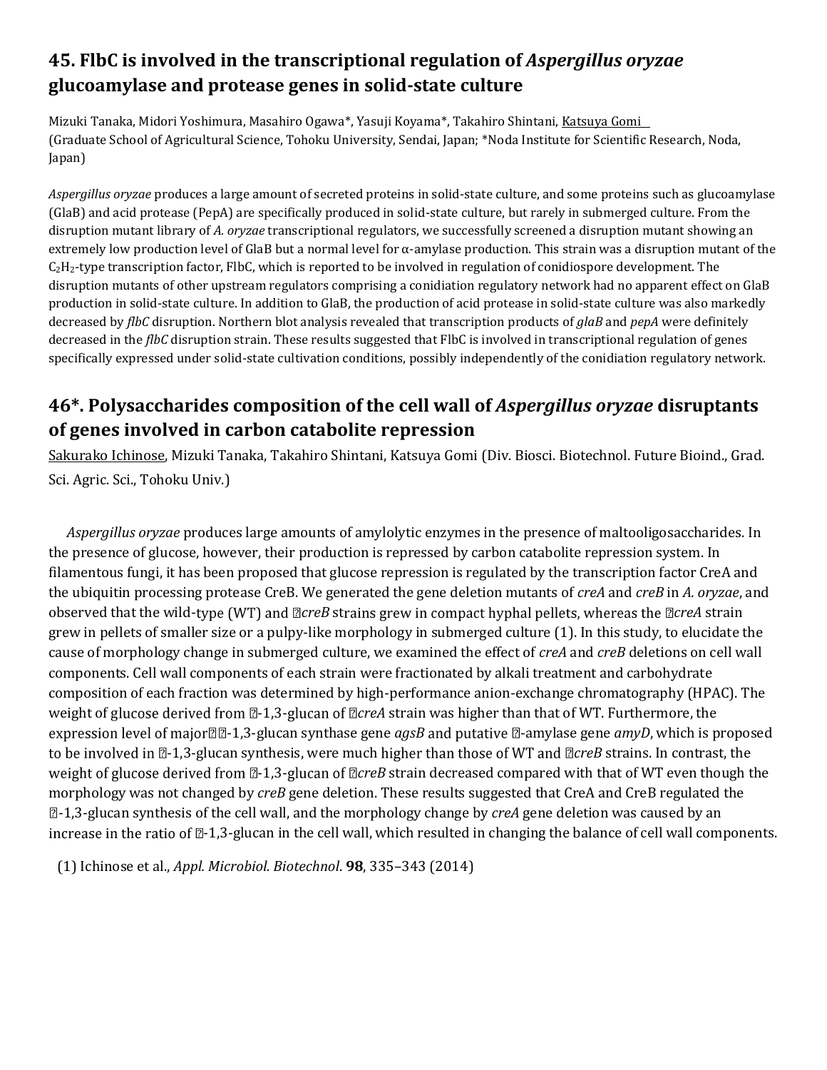## 45. FlbC is involved in the transcriptional regulation of *Aspergillus oryzae* glucoamylase and protease genes in solid-state culture

Mizuki Tanaka, Midori Yoshimura, Masahiro Ogawa*, Yasuji Koyama*, Takahiro Shintani, Katsuya Gomi
(Graduate School of Agricultural Science, Tohoku University, Sendai, Japan; *Noda Institute for Scientific Research, Noda, Japan)

*Aspergillus oryzae* produces a large amount of secreted proteins in solid-state culture, and some proteins such as glucoamylase (GlaB) and acid protease (PepA) are specifically produced in solid-state culture, but rarely in submerged culture. From the disruption mutant library of *A. oryzae* transcriptional regulators, we successfully screened a disruption mutant showing an extremely low production level of GlaB but a normal level for α-amylase production. This strain was a disruption mutant of the $C_2H_2$-type transcription factor, FlbC, which is reported to be involved in regulation of conidiospore development. The disruption mutants of other upstream regulators comprising a conidiation regulatory network had no apparent effect on GlaB production in solid-state culture. In addition to GlaB, the production of acid protease in solid-state culture was also markedly decreased by *flbC* disruption. Northern blot analysis revealed that transcription products of *glaB* and *pepA* were definitely decreased in the *flbC* disruption strain. These results suggested that FlbC is involved in transcriptional regulation of genes specifically expressed under solid-state cultivation conditions, possibly independently of the conidiation regulatory network.

## 46*. Polysaccharides composition of the cell wall of *Aspergillus oryzae* disruptants of genes involved in carbon catabolite repression

Sakurako Ichinose, Mizuki Tanaka, Takahiro Shintani, Katsuya Gomi (Div. Biosci. Biotechnol. Future Bioind., Grad. Sci. Agric. Sci., Tohoku Univ.)

*Aspergillus oryzae* produces large amounts of amylolytic enzymes in the presence of maltooligosaccharides. In the presence of glucose, however, their production is repressed by carbon catabolite repression system. In filamentous fungi, it has been proposed that glucose repression is regulated by the transcription factor CreA and the ubiquitin processing protease CreB. We generated the gene deletion mutants of *creA* and *creB* in *A. oryzae*, and observed that the wild-type (WT) and Δ*creB* strains grew in compact hyphal pellets, whereas the Δ*creA* strain grew in pellets of smaller size or a pulpy-like morphology in submerged culture (1). In this study, to elucidate the cause of morphology change in submerged culture, we examined the effect of *creA* and *creB* deletions on cell wall components. Cell wall components of each strain were fractionated by alkali treatment and carbohydrate composition of each fraction was determined by high-performance anion-exchange chromatography (HPAC). The weight of glucose derived from α-1,3-glucan of Δ*creA* strain was higher than that of WT. Furthermore, the expression level of major α-1,3-glucan synthase gene *agsB* and putative α-amylase gene *amyD*, which is proposed to be involved in α-1,3-glucan synthesis, were much higher than those of WT and Δ*creB* strains. In contrast, the weight of glucose derived from α-1,3-glucan of Δ*creB* strain decreased compared with that of WT even though the morphology was not changed by *creB* gene deletion. These results suggested that CreA and CreB regulated the α-1,3-glucan synthesis of the cell wall, and the morphology change by *creA* gene deletion was caused by an increase in the ratio of α-1,3-glucan in the cell wall, which resulted in changing the balance of cell wall components.

(1) Ichinose et al., *Appl. Microbiol. Biotechnol.* **98**, 335–343 (2014)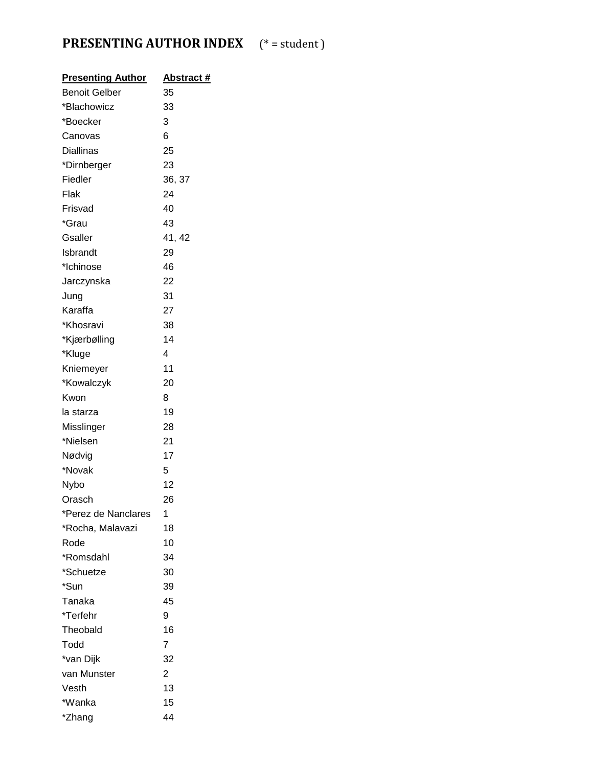# PRESENTING AUTHOR INDEX (* = student )

| Presenting Author | Abstract # |
|---|---|
| Benoit Gelber | 35 |
| *Blachowicz | 33 |
| *Boecker | 3 |
| Canovas | 6 |
| Diallinas | 25 |
| *Dirnberger | 23 |
| Fiedler | 36, 37 |
| Flak | 24 |
| Frisvad | 40 |
| *Grau | 43 |
| Gsaller | 41, 42 |
| Isbrandt | 29 |
| *Ichinose | 46 |
| Jarczynska | 22 |
| Jung | 31 |
| Karaffa | 27 |
| *Khosravi | 38 |
| *Kjærbølling | 14 |
| *Kluge | 4 |
| Kniemeyer | 11 |
| *Kowalczyk | 20 |
| Kwon | 8 |
| la starza | 19 |
| Misslinger | 28 |
| *Nielsen | 21 |
| Nødvig | 17 |
| *Novak | 5 |
| Nybo | 12 |
| Orasch | 26 |
| *Perez de Nanclares | 1 |
| *Rocha, Malavazi | 18 |
| Rode | 10 |
| *Romsdahl | 34 |
| *Schuetze | 30 |
| *Sun | 39 |
| Tanaka | 45 |
| *Terfehr | 9 |
| Theobald | 16 |
| Todd | 7 |
| *van Dijk | 32 |
| van Munster | 2 |
| Vesth | 13 |
| *Wanka | 15 |
| *Zhang | 44 |